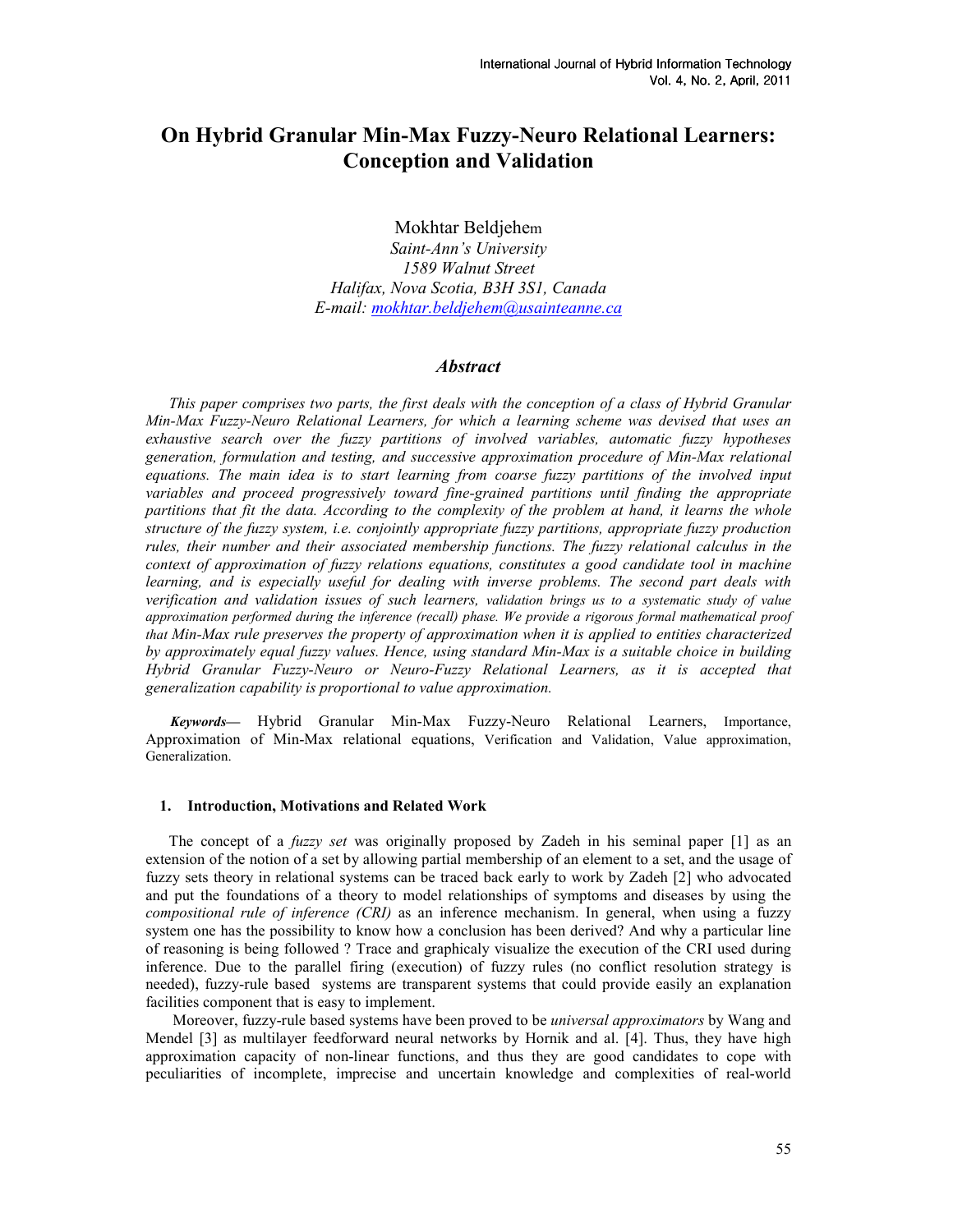# On Hybrid Granular Min-Max Fuzzy-Neuro Relational Learners: Conception and Validation

Mokhtar Beldjehem

*Saint-Ann's University*
*1589 Walnut Street*
*Halifax, Nova Scotia, B3H 3S1, Canada*
*E-mail: mokhtar.beldjehem@usainteanne.ca*

## *Abstract*

*This paper comprises two parts, the first deals with the conception of a class of Hybrid Granular Min-Max Fuzzy-Neuro Relational Learners, for which a learning scheme was devised that uses an exhaustive search over the fuzzy partitions of involved variables, automatic fuzzy hypotheses generation, formulation and testing, and successive approximation procedure of Min-Max relational equations. The main idea is to start learning from coarse fuzzy partitions of the involved input variables and proceed progressively toward fine-grained partitions until finding the appropriate partitions that fit the data. According to the complexity of the problem at hand, it learns the whole structure of the fuzzy system, i.e. conjointly appropriate fuzzy partitions, appropriate fuzzy production rules, their number and their associated membership functions. The fuzzy relational calculus in the context of approximation of fuzzy relations equations, constitutes a good candidate tool in machine learning, and is especially useful for dealing with inverse problems. The second part deals with verification and validation issues of such learners, validation brings us to a systematic study of value approximation performed during the inference (recall) phase. We provide a rigorous formal mathematical proof that Min-Max rule preserves the property of approximation when it is applied to entities characterized by approximately equal fuzzy values. Hence, using standard Min-Max is a suitable choice in building Hybrid Granular Fuzzy-Neuro or Neuro-Fuzzy Relational Learners, as it is accepted that generalization capability is proportional to value approximation.*

***Keywords—*** Hybrid Granular Min-Max Fuzzy-Neuro Relational Learners, Importance, Approximation of Min-Max relational equations, Verification and Validation, Value approximation, Generalization.

### 1. Introduction, Motivations and Related Work

The concept of a *fuzzy set* was originally proposed by Zadeh in his seminal paper [1] as an extension of the notion of a set by allowing partial membership of an element to a set, and the usage of fuzzy sets theory in relational systems can be traced back early to work by Zadeh [2] who advocated and put the foundations of a theory to model relationships of symptoms and diseases by using the *compositional rule of inference (CRI)* as an inference mechanism. In general, when using a fuzzy system one has the possibility to know how a conclusion has been derived? And why a particular line of reasoning is being followed ? Trace and graphicaly visualize the execution of the CRI used during inference. Due to the parallel firing (execution) of fuzzy rules (no conflict resolution strategy is needed), fuzzy-rule based systems are transparent systems that could provide easily an explanation facilities component that is easy to implement.

Moreover, fuzzy-rule based systems have been proved to be *universal approximators* by Wang and Mendel [3] as multilayer feedforward neural networks by Hornik and al. [4]. Thus, they have high approximation capacity of non-linear functions, and thus they are good candidates to cope with peculiarities of incomplete, imprecise and uncertain knowledge and complexities of real-world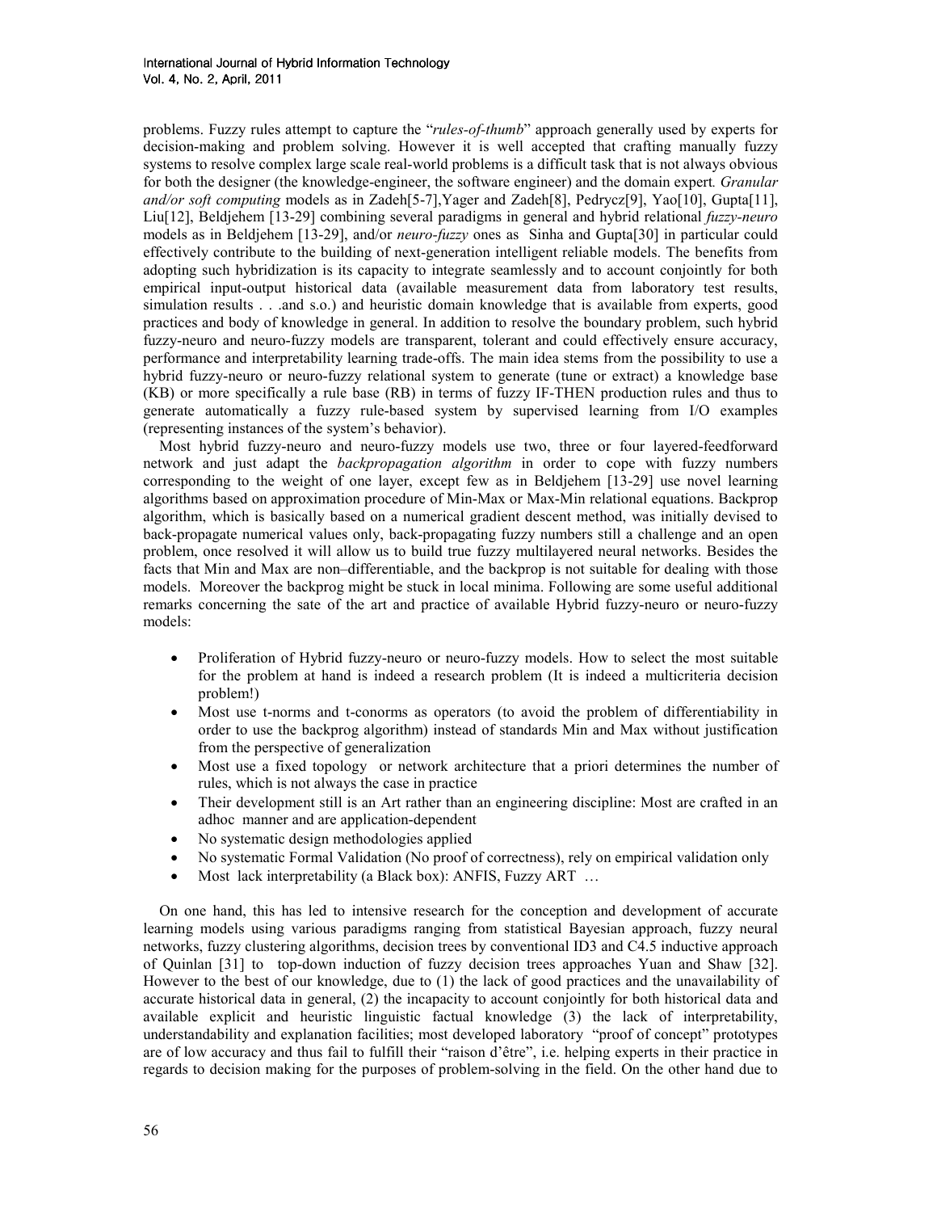problems. Fuzzy rules attempt to capture the "*rules-of-thumb*" approach generally used by experts for decision-making and problem solving. However it is well accepted that crafting manually fuzzy systems to resolve complex large scale real-world problems is a difficult task that is not always obvious for both the designer (the knowledge-engineer, the software engineer) and the domain expert. *Granular and/or soft computing* models as in Zadeh[5-7],Yager and Zadeh[8], Pedrycz[9], Yao[10], Gupta[11], Liu[12], Beldjehem [13-29] combining several paradigms in general and hybrid relational *fuzzy-neuro* models as in Beldjehem [13-29], and/or *neuro-fuzzy* ones as Sinha and Gupta[30] in particular could effectively contribute to the building of next-generation intelligent reliable models. The benefits from adopting such hybridization is its capacity to integrate seamlessly and to account conjointly for both empirical input-output historical data (available measurement data from laboratory test results, simulation results . . .and s.o.) and heuristic domain knowledge that is available from experts, good practices and body of knowledge in general. In addition to resolve the boundary problem, such hybrid fuzzy-neuro and neuro-fuzzy models are transparent, tolerant and could effectively ensure accuracy, performance and interpretability learning trade-offs. The main idea stems from the possibility to use a hybrid fuzzy-neuro or neuro-fuzzy relational system to generate (tune or extract) a knowledge base (KB) or more specifically a rule base (RB) in terms of fuzzy IF-THEN production rules and thus to generate automatically a fuzzy rule-based system by supervised learning from I/O examples (representing instances of the system's behavior).

Most hybrid fuzzy-neuro and neuro-fuzzy models use two, three or four layered-feedforward network and just adapt the *backpropagation algorithm* in order to cope with fuzzy numbers corresponding to the weight of one layer, except few as in Beldjehem [13-29] use novel learning algorithms based on approximation procedure of Min-Max or Max-Min relational equations. Backprop algorithm, which is basically based on a numerical gradient descent method, was initially devised to back-propagate numerical values only, back-propagating fuzzy numbers still a challenge and an open problem, once resolved it will allow us to build true fuzzy multilayered neural networks. Besides the facts that Min and Max are non–differentiable, and the backprop is not suitable for dealing with those models. Moreover the backprog might be stuck in local minima. Following are some useful additional remarks concerning the sate of the art and practice of available Hybrid fuzzy-neuro or neuro-fuzzy models:

- Proliferation of Hybrid fuzzy-neuro or neuro-fuzzy models. How to select the most suitable for the problem at hand is indeed a research problem (It is indeed a multicriteria decision problem!)
- Most use t-norms and t-conorms as operators (to avoid the problem of differentiability in order to use the backprog algorithm) instead of standards Min and Max without justification from the perspective of generalization
- Most use a fixed topology or network architecture that a priori determines the number of rules, which is not always the case in practice
- Their development still is an Art rather than an engineering discipline: Most are crafted in an adhoc manner and are application-dependent
- No systematic design methodologies applied
- No systematic Formal Validation (No proof of correctness), rely on empirical validation only
- Most lack interpretability (a Black box): ANFIS, Fuzzy ART …

On one hand, this has led to intensive research for the conception and development of accurate learning models using various paradigms ranging from statistical Bayesian approach, fuzzy neural networks, fuzzy clustering algorithms, decision trees by conventional ID3 and C4.5 inductive approach of Quinlan [31] to top-down induction of fuzzy decision trees approaches Yuan and Shaw [32]. However to the best of our knowledge, due to (1) the lack of good practices and the unavailability of accurate historical data in general, (2) the incapacity to account conjointly for both historical data and available explicit and heuristic linguistic factual knowledge (3) the lack of interpretability, understandability and explanation facilities; most developed laboratory "proof of concept" prototypes are of low accuracy and thus fail to fulfill their "raison d'être", i.e. helping experts in their practice in regards to decision making for the purposes of problem-solving in the field. On the other hand due to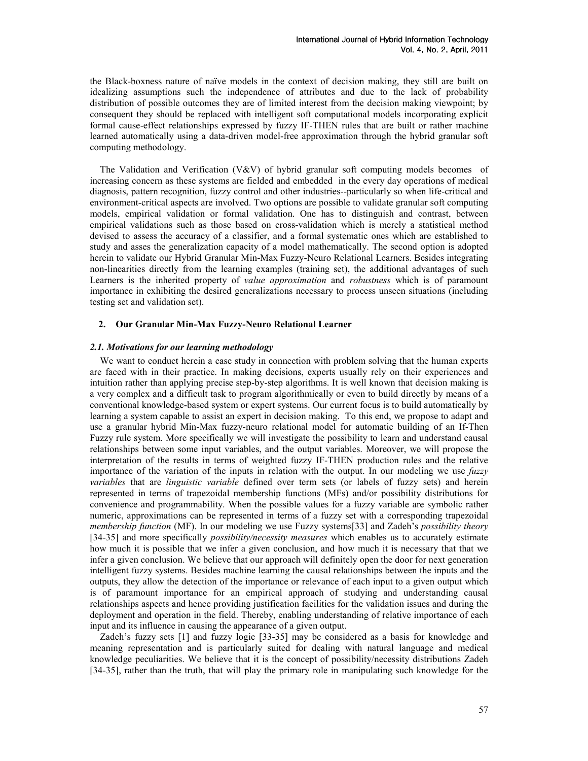the Black-boxness nature of naïve models in the context of decision making, they still are built on idealizing assumptions such the independence of attributes and due to the lack of probability distribution of possible outcomes they are of limited interest from the decision making viewpoint; by consequent they should be replaced with intelligent soft computational models incorporating explicit formal cause-effect relationships expressed by fuzzy IF-THEN rules that are built or rather machine learned automatically using a data-driven model-free approximation through the hybrid granular soft computing methodology.

The Validation and Verification (V&V) of hybrid granular soft computing models becomes of increasing concern as these systems are fielded and embedded in the every day operations of medical diagnosis, pattern recognition, fuzzy control and other industries--particularly so when life-critical and environment-critical aspects are involved. Two options are possible to validate granular soft computing models, empirical validation or formal validation. One has to distinguish and contrast, between empirical validations such as those based on cross-validation which is merely a statistical method devised to assess the accuracy of a classifier, and a formal systematic ones which are established to study and asses the generalization capacity of a model mathematically. The second option is adopted herein to validate our Hybrid Granular Min-Max Fuzzy-Neuro Relational Learners. Besides integrating non-linearities directly from the learning examples (training set), the additional advantages of such Learners is the inherited property of *value approximation* and *robustness* which is of paramount importance in exhibiting the desired generalizations necessary to process unseen situations (including testing set and validation set).

## 2. Our Granular Min-Max Fuzzy-Neuro Relational Learner

### *2.1. Motivations for our learning methodology*

We want to conduct herein a case study in connection with problem solving that the human experts are faced with in their practice. In making decisions, experts usually rely on their experiences and intuition rather than applying precise step-by-step algorithms. It is well known that decision making is a very complex and a difficult task to program algorithmically or even to build directly by means of a conventional knowledge-based system or expert systems. Our current focus is to build automatically by learning a system capable to assist an expert in decision making. To this end, we propose to adapt and use a granular hybrid Min-Max fuzzy-neuro relational model for automatic building of an If-Then Fuzzy rule system. More specifically we will investigate the possibility to learn and understand causal relationships between some input variables, and the output variables. Moreover, we will propose the interpretation of the results in terms of weighted fuzzy IF-THEN production rules and the relative importance of the variation of the inputs in relation with the output. In our modeling we use *fuzzy variables* that are *linguistic variable* defined over term sets (or labels of fuzzy sets) and herein represented in terms of trapezoidal membership functions (MFs) and/or possibility distributions for convenience and programmability. When the possible values for a fuzzy variable are symbolic rather numeric, approximations can be represented in terms of a fuzzy set with a corresponding trapezoidal *membership function* (MF). In our modeling we use Fuzzy systems[33] and Zadeh's *possibility theory* [34-35] and more specifically *possibility/necessity measures* which enables us to accurately estimate how much it is possible that we infer a given conclusion, and how much it is necessary that that we infer a given conclusion. We believe that our approach will definitely open the door for next generation intelligent fuzzy systems. Besides machine learning the causal relationships between the inputs and the outputs, they allow the detection of the importance or relevance of each input to a given output which is of paramount importance for an empirical approach of studying and understanding causal relationships aspects and hence providing justification facilities for the validation issues and during the deployment and operation in the field. Thereby, enabling understanding of relative importance of each input and its influence in causing the appearance of a given output.

Zadeh's fuzzy sets [1] and fuzzy logic [33-35] may be considered as a basis for knowledge and meaning representation and is particularly suited for dealing with natural language and medical knowledge peculiarities. We believe that it is the concept of possibility/necessity distributions Zadeh [34-35], rather than the truth, that will play the primary role in manipulating such knowledge for the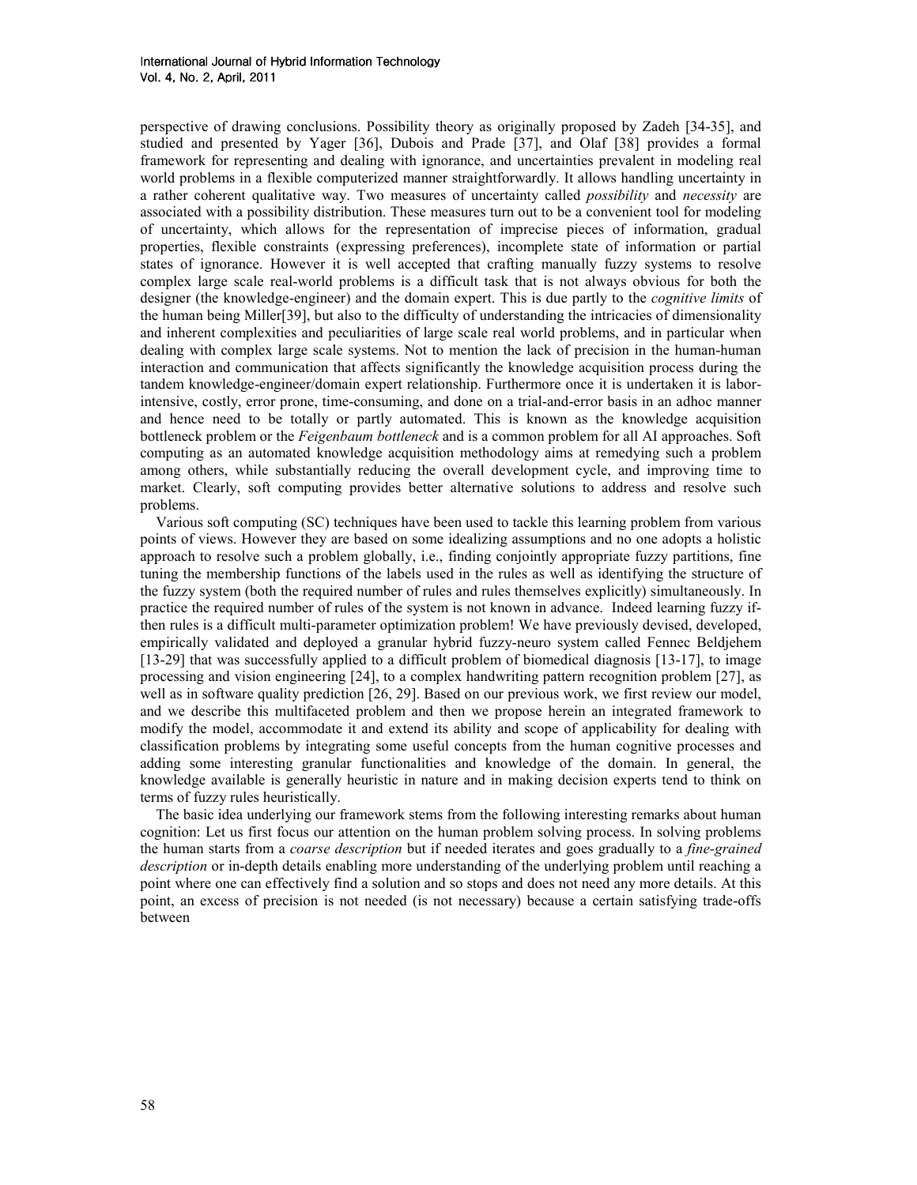perspective of drawing conclusions. Possibility theory as originally proposed by Zadeh [34-35], and studied and presented by Yager [36], Dubois and Prade [37], and Olaf [38] provides a formal framework for representing and dealing with ignorance, and uncertainties prevalent in modeling real world problems in a flexible computerized manner straightforwardly. It allows handling uncertainty in a rather coherent qualitative way. Two measures of uncertainty called *possibility* and *necessity* are associated with a possibility distribution. These measures turn out to be a convenient tool for modeling of uncertainty, which allows for the representation of imprecise pieces of information, gradual properties, flexible constraints (expressing preferences), incomplete state of information or partial states of ignorance. However it is well accepted that crafting manually fuzzy systems to resolve complex large scale real-world problems is a difficult task that is not always obvious for both the designer (the knowledge-engineer) and the domain expert. This is due partly to the *cognitive limits* of the human being Miller[39], but also to the difficulty of understanding the intricacies of dimensionality and inherent complexities and peculiarities of large scale real world problems, and in particular when dealing with complex large scale systems. Not to mention the lack of precision in the human-human interaction and communication that affects significantly the knowledge acquisition process during the tandem knowledge-engineer/domain expert relationship. Furthermore once it is undertaken it is labor-intensive, costly, error prone, time-consuming, and done on a trial-and-error basis in an adhoc manner and hence need to be totally or partly automated. This is known as the knowledge acquisition bottleneck problem or the *Feigenbaum bottleneck* and is a common problem for all AI approaches. Soft computing as an automated knowledge acquisition methodology aims at remedying such a problem among others, while substantially reducing the overall development cycle, and improving time to market. Clearly, soft computing provides better alternative solutions to address and resolve such problems.

Various soft computing (SC) techniques have been used to tackle this learning problem from various points of views. However they are based on some idealizing assumptions and no one adopts a holistic approach to resolve such a problem globally, i.e., finding conjointly appropriate fuzzy partitions, fine tuning the membership functions of the labels used in the rules as well as identifying the structure of the fuzzy system (both the required number of rules and rules themselves explicitly) simultaneously. In practice the required number of rules of the system is not known in advance. Indeed learning fuzzy if-then rules is a difficult multi-parameter optimization problem! We have previously devised, developed, empirically validated and deployed a granular hybrid fuzzy-neuro system called Fennec Beldjehem [13-29] that was successfully applied to a difficult problem of biomedical diagnosis [13-17], to image processing and vision engineering [24], to a complex handwriting pattern recognition problem [27], as well as in software quality prediction [26, 29]. Based on our previous work, we first review our model, and we describe this multifaceted problem and then we propose herein an integrated framework to modify the model, accommodate it and extend its ability and scope of applicability for dealing with classification problems by integrating some useful concepts from the human cognitive processes and adding some interesting granular functionalities and knowledge of the domain. In general, the knowledge available is generally heuristic in nature and in making decision experts tend to think on terms of fuzzy rules heuristically.

The basic idea underlying our framework stems from the following interesting remarks about human cognition: Let us first focus our attention on the human problem solving process. In solving problems the human starts from a *coarse description* but if needed iterates and goes gradually to a *fine-grained description* or in-depth details enabling more understanding of the underlying problem until reaching a point where one can effectively find a solution and so stops and does not need any more details. At this point, an excess of precision is not needed (is not necessary) because a certain satisfying trade-offs between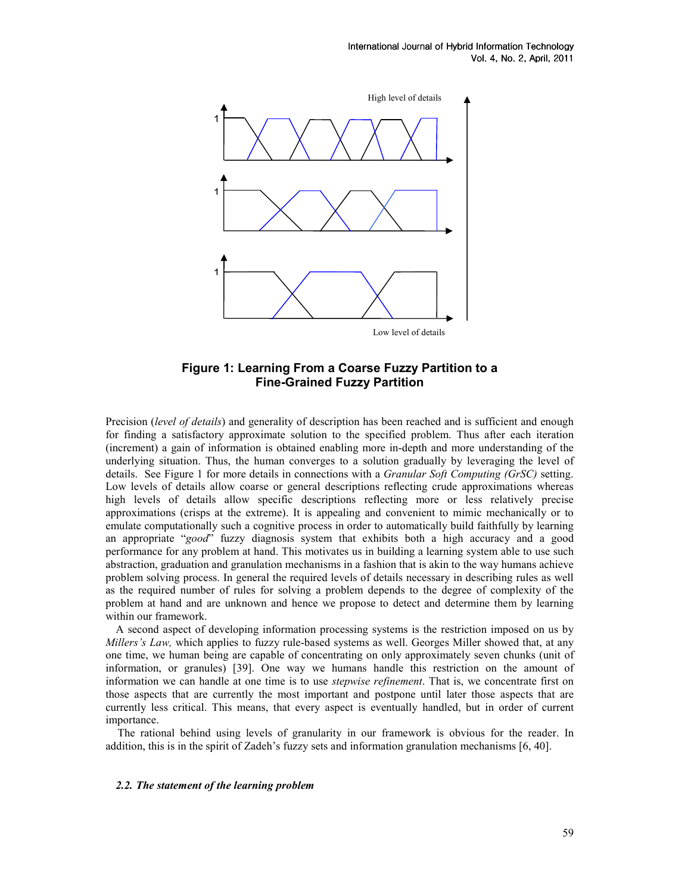**Figure 1: Learning From a Coarse Fuzzy Partition to a Fine-Grained Fuzzy Partition**

Precision (*level of details*) and generality of description has been reached and is sufficient and enough for finding a satisfactory approximate solution to the specified problem. Thus after each iteration (increment) a gain of information is obtained enabling more in-depth and more understanding of the underlying situation. Thus, the human converges to a solution gradually by leveraging the level of details. See Figure 1 for more details in connections with a *Granular Soft Computing (GrSC)* setting. Low levels of details allow coarse or general descriptions reflecting crude approximations whereas high levels of details allow specific descriptions reflecting more or less relatively precise approximations (crisps at the extreme). It is appealing and convenient to mimic mechanically or to emulate computationally such a cognitive process in order to automatically build faithfully by learning an appropriate "*good*" fuzzy diagnosis system that exhibits both a high accuracy and a good performance for any problem at hand. This motivates us in building a learning system able to use such abstraction, graduation and granulation mechanisms in a fashion that is akin to the way humans achieve problem solving process. In general the required levels of details necessary in describing rules as well as the required number of rules for solving a problem depends to the degree of complexity of the problem at hand and are unknown and hence we propose to detect and determine them by learning within our framework.

A second aspect of developing information processing systems is the restriction imposed on us by *Millers's Law,* which applies to fuzzy rule-based systems as well. Georges Miller showed that, at any one time, we human being are capable of concentrating on only approximately seven chunks (unit of information, or granules) [39]. One way we humans handle this restriction on the amount of information we can handle at one time is to use *stepwise refinement*. That is, we concentrate first on those aspects that are currently the most important and postpone until later those aspects that are currently less critical. This means, that every aspect is eventually handled, but in order of current importance.

The rational behind using levels of granularity in our framework is obvious for the reader. In addition, this is in the spirit of Zadeh's fuzzy sets and information granulation mechanisms [6, 40].

### *2.2. The statement of the learning problem*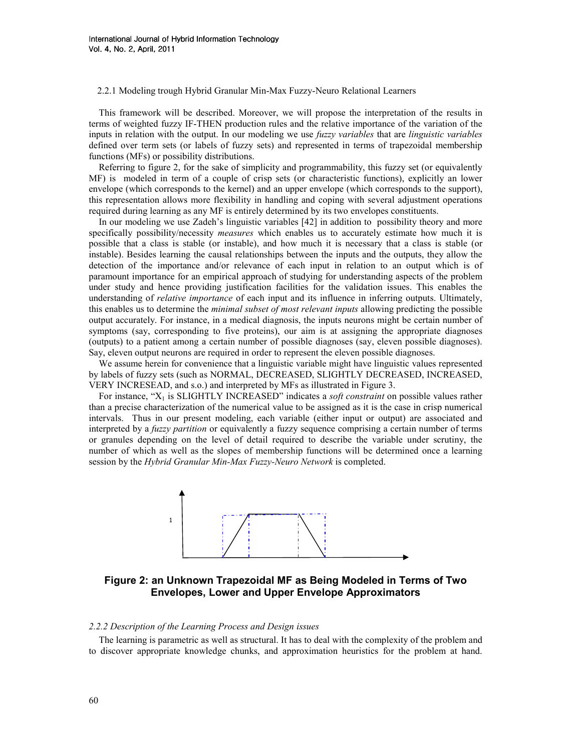### 2.2.1 Modeling trough Hybrid Granular Min-Max Fuzzy-Neuro Relational Learners

This framework will be described. Moreover, we will propose the interpretation of the results in terms of weighted fuzzy IF-THEN production rules and the relative importance of the variation of the inputs in relation with the output. In our modeling we use *fuzzy variables* that are *linguistic variables* defined over term sets (or labels of fuzzy sets) and represented in terms of trapezoidal membership functions (MFs) or possibility distributions.

Referring to figure 2, for the sake of simplicity and programmability, this fuzzy set (or equivalently MF) is modeled in term of a couple of crisp sets (or characteristic functions), explicitly an lower envelope (which corresponds to the kernel) and an upper envelope (which corresponds to the support), this representation allows more flexibility in handling and coping with several adjustment operations required during learning as any MF is entirely determined by its two envelopes constituents.

In our modeling we use Zadeh's linguistic variables [42] in addition to possibility theory and more specifically possibility/necessity *measures* which enables us to accurately estimate how much it is possible that a class is stable (or instable), and how much it is necessary that a class is stable (or instable). Besides learning the causal relationships between the inputs and the outputs, they allow the detection of the importance and/or relevance of each input in relation to an output which is of paramount importance for an empirical approach of studying for understanding aspects of the problem under study and hence providing justification facilities for the validation issues. This enables the understanding of *relative importance* of each input and its influence in inferring outputs. Ultimately, this enables us to determine the *minimal subset of most relevant inputs* allowing predicting the possible output accurately. For instance, in a medical diagnosis, the inputs neurons might be certain number of symptoms (say, corresponding to five proteins), our aim is at assigning the appropriate diagnoses (outputs) to a patient among a certain number of possible diagnoses (say, eleven possible diagnoses). Say, eleven output neurons are required in order to represent the eleven possible diagnoses.

We assume herein for convenience that a linguistic variable might have linguistic values represented by labels of fuzzy sets (such as NORMAL, DECREASED, SLIGHTLY DECREASED, INCREASED, VERY INCRESEAD, and s.o.) and interpreted by MFs as illustrated in Figure 3.

For instance, "$X_1$ is SLIGHTLY INCREASED" indicates a *soft constraint* on possible values rather than a precise characterization of the numerical value to be assigned as it is the case in crisp numerical intervals. Thus in our present modeling, each variable (either input or output) are associated and interpreted by a *fuzzy partition* or equivalently a fuzzy sequence comprising a certain number of terms or granules depending on the level of detail required to describe the variable under scrutiny, the number of which as well as the slopes of membership functions will be determined once a learning session by the *Hybrid Granular Min-Max Fuzzy-Neuro Network* is completed.

**Figure 2: an Unknown Trapezoidal MF as Being Modeled in Terms of Two Envelopes, Lower and Upper Envelope Approximators**

### *2.2.2 Description of the Learning Process and Design issues*

The learning is parametric as well as structural. It has to deal with the complexity of the problem and to discover appropriate knowledge chunks, and approximation heuristics for the problem at hand.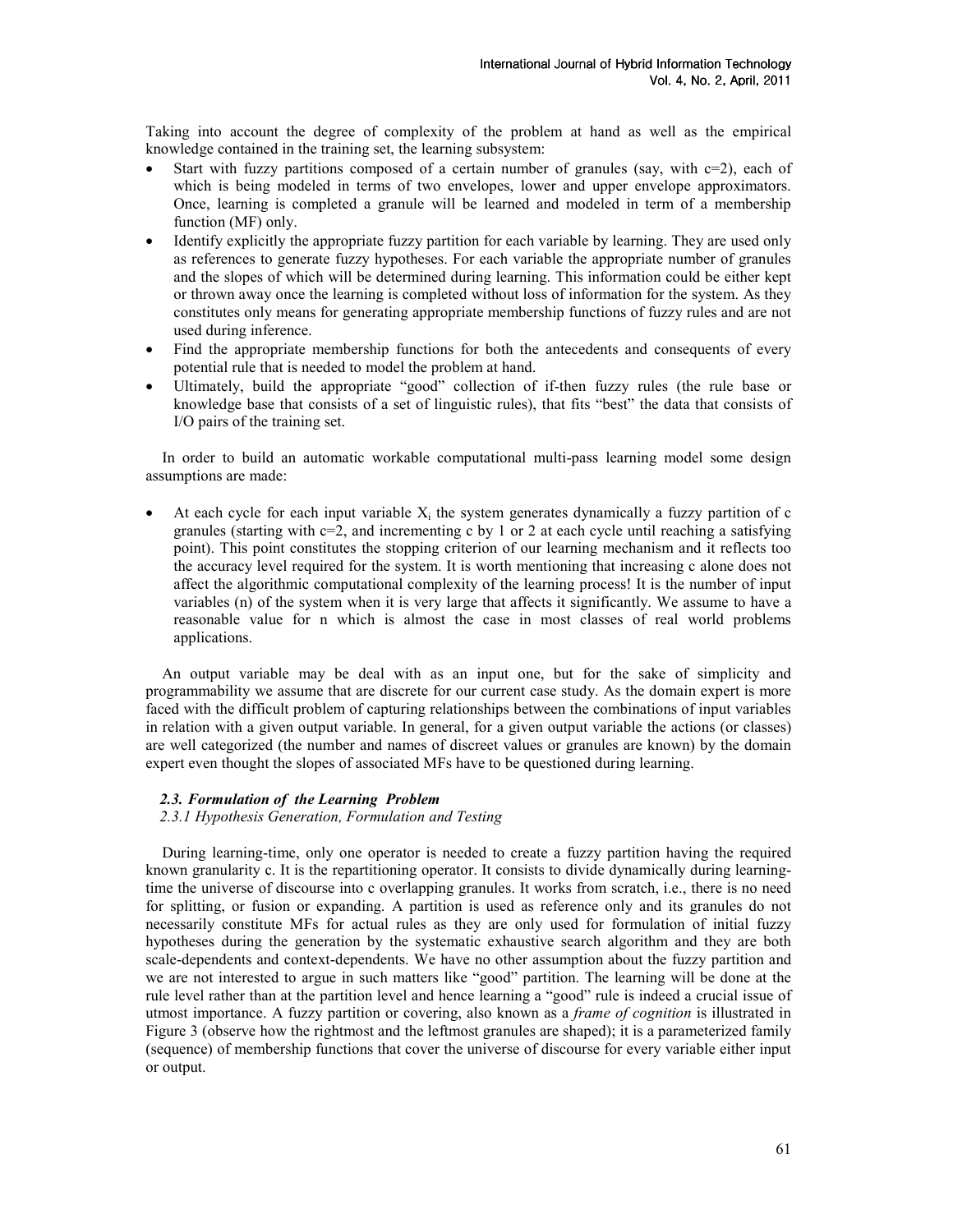Taking into account the degree of complexity of the problem at hand as well as the empirical knowledge contained in the training set, the learning subsystem:

- Start with fuzzy partitions composed of a certain number of granules (say, with c=2), each of which is being modeled in terms of two envelopes, lower and upper envelope approximators. Once, learning is completed a granule will be learned and modeled in term of a membership function (MF) only.
- Identify explicitly the appropriate fuzzy partition for each variable by learning. They are used only as references to generate fuzzy hypotheses. For each variable the appropriate number of granules and the slopes of which will be determined during learning. This information could be either kept or thrown away once the learning is completed without loss of information for the system. As they constitutes only means for generating appropriate membership functions of fuzzy rules and are not used during inference.
- Find the appropriate membership functions for both the antecedents and consequents of every potential rule that is needed to model the problem at hand.
- Ultimately, build the appropriate "good" collection of if-then fuzzy rules (the rule base or knowledge base that consists of a set of linguistic rules), that fits "best" the data that consists of I/O pairs of the training set.

In order to build an automatic workable computational multi-pass learning model some design assumptions are made:

- At each cycle for each input variable $X_i$ the system generates dynamically a fuzzy partition of c granules (starting with c=2, and incrementing c by 1 or 2 at each cycle until reaching a satisfying point). This point constitutes the stopping criterion of our learning mechanism and it reflects too the accuracy level required for the system. It is worth mentioning that increasing c alone does not affect the algorithmic computational complexity of the learning process! It is the number of input variables (n) of the system when it is very large that affects it significantly. We assume to have a reasonable value for n which is almost the case in most classes of real world problems applications.

An output variable may be deal with as an input one, but for the sake of simplicity and programmability we assume that are discrete for our current case study. As the domain expert is more faced with the difficult problem of capturing relationships between the combinations of input variables in relation with a given output variable. In general, for a given output variable the actions (or classes) are well categorized (the number and names of discreet values or granules are known) by the domain expert even thought the slopes of associated MFs have to be questioned during learning.

### *2.3. Formulation of the Learning Problem*

#### *2.3.1 Hypothesis Generation, Formulation and Testing*

During learning-time, only one operator is needed to create a fuzzy partition having the required known granularity c. It is the repartitioning operator. It consists to divide dynamically during learning-time the universe of discourse into c overlapping granules. It works from scratch, i.e., there is no need for splitting, or fusion or expanding. A partition is used as reference only and its granules do not necessarily constitute MFs for actual rules as they are only used for formulation of initial fuzzy hypotheses during the generation by the systematic exhaustive search algorithm and they are both scale-dependents and context-dependents. We have no other assumption about the fuzzy partition and we are not interested to argue in such matters like "good" partition. The learning will be done at the rule level rather than at the partition level and hence learning a "good" rule is indeed a crucial issue of utmost importance. A fuzzy partition or covering, also known as a *frame of cognition* is illustrated in Figure 3 (observe how the rightmost and the leftmost granules are shaped); it is a parameterized family (sequence) of membership functions that cover the universe of discourse for every variable either input or output.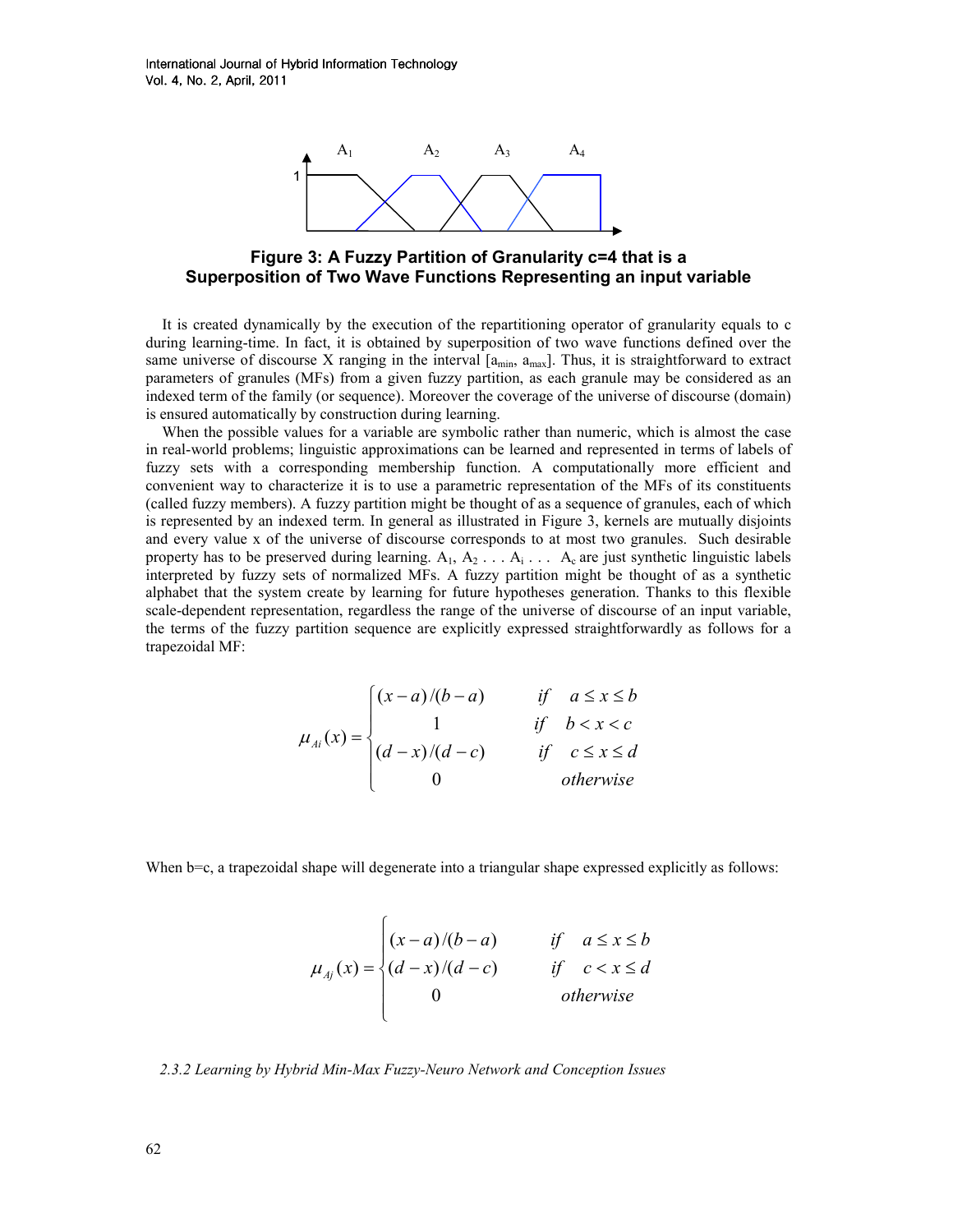**Figure 3: A Fuzzy Partition of Granularity c=4 that is a Superposition of Two Wave Functions Representing an input variable**

It is created dynamically by the execution of the repartitioning operator of granularity equals to c during learning-time. In fact, it is obtained by superposition of two wave functions defined over the same universe of discourse X ranging in the interval [$a_{min}$, $a_{max}$]. Thus, it is straightforward to extract parameters of granules (MFs) from a given fuzzy partition, as each granule may be considered as an indexed term of the family (or sequence). Moreover the coverage of the universe of discourse (domain) is ensured automatically by construction during learning.

When the possible values for a variable are symbolic rather than numeric, which is almost the case in real-world problems; linguistic approximations can be learned and represented in terms of labels of fuzzy sets with a corresponding membership function. A computationally more efficient and convenient way to characterize it is to use a parametric representation of the MFs of its constituents (called fuzzy members). A fuzzy partition might be thought of as a sequence of granules, each of which is represented by an indexed term. In general as illustrated in Figure 3, kernels are mutually disjoints and every value x of the universe of discourse corresponds to at most two granules. Such desirable property has to be preserved during learning. $A_1$, $A_2$ . . . $A_i$ . . . $A_c$ are just synthetic linguistic labels interpreted by fuzzy sets of normalized MFs. A fuzzy partition might be thought of as a synthetic alphabet that the system create by learning for future hypotheses generation. Thanks to this flexible scale-dependent representation, regardless the range of the universe of discourse of an input variable, the terms of the fuzzy partition sequence are explicitly expressed straightforwardly as follows for a trapezoidal MF:

$$\mu_{Ai}(x) = \begin{cases} (x-a)/(b-a) & if \quad a \le x \le b \\ 1 & if \quad b < x < c \\ (d-x)/(d-c) & if \quad c \le x \le d \\ 0 & otherwise \end{cases}$$

When b=c, a trapezoidal shape will degenerate into a triangular shape expressed explicitly as follows:

$$\mu_{Aj}(x) = \begin{cases} (x-a)/(b-a) & if \quad a \le x \le b \\ (d-x)/(d-c) & if \quad c < x \le d \\ 0 & otherwise \end{cases}$$

*2.3.2 Learning by Hybrid Min-Max Fuzzy-Neuro Network and Conception Issues*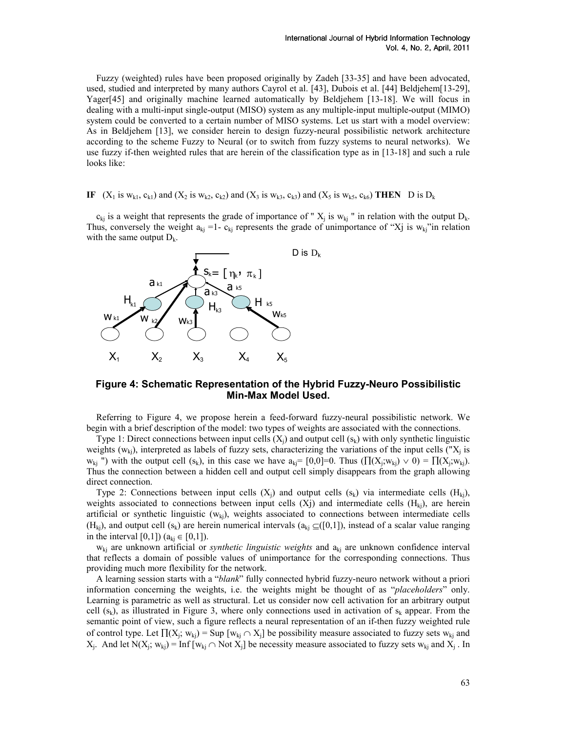Fuzzy (weighted) rules have been proposed originally by Zadeh [33-35] and have been advocated, used, studied and interpreted by many authors Cayrol et al. [43], Dubois et al. [44] Beldjehem[13-29], Yager[45] and originally machine learned automatically by Beldjehem [13-18]. We will focus in dealing with a multi-input single-output (MISO) system as any multiple-input multiple-output (MIMO) system could be converted to a certain number of MISO systems. Let us start with a model overview: As in Beldjehem [13], we consider herein to design fuzzy-neural possibilistic network architecture according to the scheme Fuzzy to Neural (or to switch from fuzzy systems to neural networks). We use fuzzy if-then weighted rules that are herein of the classification type as in [13-18] and such a rule looks like:

**IF** ($X_1$ is $w_{k1}$, $c_{k1}$) and ($X_2$ is $w_{k2}$, $c_{k2}$) and ($X_3$ is $w_{k3}$, $c_{k3}$) and ($X_5$ is $w_{k5}$, $c_{k6}$) **THEN** D is $D_k$

$c_{kj}$ is a weight that represents the grade of importance of " $X_j$ is $w_{kj}$ " in relation with the output $D_k$. Thus, conversely the weight $a_{kj}$ =1- $c_{kj}$ represents the grade of unimportance of "Xj is $w_{kj}$" in relation with the same output $D_k$.

**Figure 4: Schematic Representation of the Hybrid Fuzzy-Neuro Possibilistic Min-Max Model Used.**

Referring to Figure 4, we propose herein a feed-forward fuzzy-neural possibilistic network. We begin with a brief description of the model: two types of weights are associated with the connections.

Type 1: Direct connections between input cells ($X_j$) and output cell ($s_k$) with only synthetic linguistic weights ($w_{kj}$), interpreted as labels of fuzzy sets, characterizing the variations of the input cells ("$X_j$ is $w_{kj}$ ") with the output cell ($s_k$), in this case we have $a_{kj}$= [0,0]=0. Thus ($\prod(X_j;w_{kj}) \vee 0$) = $\prod(X_j;w_{kj})$. Thus the connection between a hidden cell and output cell simply disappears from the graph allowing direct connection.

Type 2: Connections between input cells ($X_j$) and output cells ($s_k$) via intermediate cells ($H_{kj}$), weights associated to connections between input cells (Xj) and intermediate cells ($H_{kj}$), are herein artificial or synthetic linguistic ($w_{kj}$), weights associated to connections between intermediate cells ($H_{kj}$), and output cell ($s_k$) are herein numerical intervals ($a_{kj} \subseteq$([0,1]), instead of a scalar value ranging in the interval [0,1]) ($a_{kj} \in$ [0,1]).

$w_{kj}$ are unknown artificial or *synthetic linguistic weights* and $a_{kj}$ are unknown confidence interval that reflects a domain of possible values of unimportance for the corresponding connections. Thus providing much more flexibility for the network.

A learning session starts with a "*blank*" fully connected hybrid fuzzy-neuro network without a priori information concerning the weights, i.e. the weights might be thought of as "*placeholders*" only. Learning is parametric as well as structural. Let us consider now cell activation for an arbitrary output cell ($s_k$), as illustrated in Figure 3, where only connections used in activation of $s_k$ appear. From the semantic point of view, such a figure reflects a neural representation of an if-then fuzzy weighted rule of control type. Let $\prod(X_j; w_{kj})$ = Sup [$w_{kj} \cap X_j$] be possibility measure associated to fuzzy sets $w_{kj}$ and $X_j$. And let $N(X_j; w_{kj})$ = Inf [$w_{kj} \cap$ Not $X_j$] be necessity measure associated to fuzzy sets $w_{kj}$ and $X_j$ . In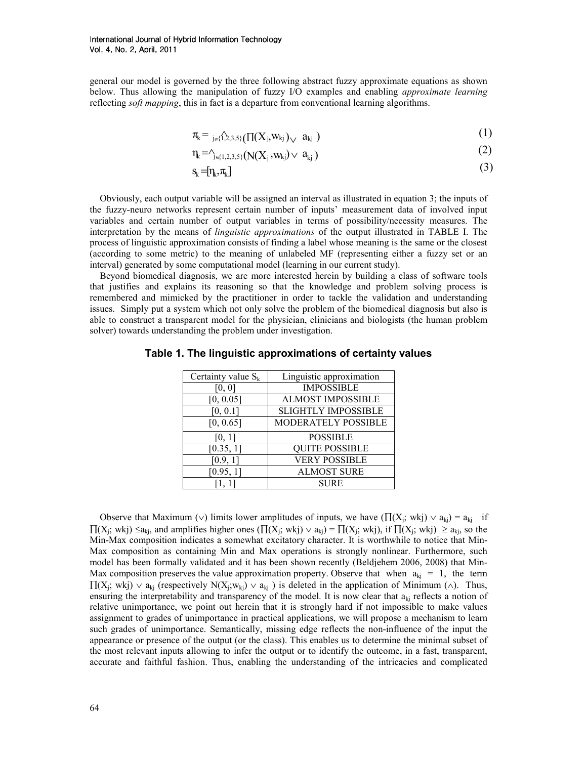general our model is governed by the three following abstract fuzzy approximate equations as shown below. Thus allowing the manipulation of fuzzy I/O examples and enabling *approximate learning* reflecting *soft mapping*, this in fact is a departure from conventional learning algorithms.

$$\pi_k = \bigwedge_{j \in \{1,2,3,5\}} \left( \prod(X_j, w_{kj}) \vee a_{kj} \right) \tag{1}$$

$$\eta_k = \bigwedge_{j \in \{1,2,3,5\}} \left( N(X_j, w_{kj}) \vee a_{kj} \right) \tag{2}$$

$$s_k = [\eta_k, \pi_k] \tag{3}$$

Obviously, each output variable will be assigned an interval as illustrated in equation 3; the inputs of the fuzzy-neuro networks represent certain number of inputs' measurement data of involved input variables and certain number of output variables in terms of possibility/necessity measures. The interpretation by the means of *linguistic approximations* of the output illustrated in TABLE I. The process of linguistic approximation consists of finding a label whose meaning is the same or the closest (according to some metric) to the meaning of unlabeled MF (representing either a fuzzy set or an interval) generated by some computational model (learning in our current study).

Beyond biomedical diagnosis, we are more interested herein by building a class of software tools that justifies and explains its reasoning so that the knowledge and problem solving process is remembered and mimicked by the practitioner in order to tackle the validation and understanding issues. Simply put a system which not only solve the problem of the biomedical diagnosis but also is able to construct a transparent model for the physician, clinicians and biologists (the human problem solver) towards understanding the problem under investigation.

**Table 1. The linguistic approximations of certainty values**

| Certainty value $S_k$ | Linguistic approximation |
|---|---|
| [0, 0] | IMPOSSIBLE |
| [0, 0.05] | ALMOST IMPOSSIBLE |
| [0, 0.1] | SLIGHTLY IMPOSSIBLE |
| [0, 0.65] | MODERATELY POSSIBLE |
| [0, 1] | POSSIBLE |
| [0.35, 1] | QUITE POSSIBLE |
| [0.9, 1] | VERY POSSIBLE |
| [0.95, 1] | ALMOST SURE |
| [1, 1] | SURE |

Observe that Maximum ($\vee$) limits lower amplitudes of inputs, we have $(\prod(X_j; wkj) \vee a_{kj}) = a_{kj}$ if $\prod(X_j; wkj) \leq a_{kj}$, and amplifies higher ones $(\prod(X_j; wkj) \vee a_{kj}) = \prod(X_j; wkj)$, if $\prod(X_j; wkj) \geq a_{kj}$, so the Min-Max composition indicates a somewhat excitatory character. It is worthwhile to notice that Min-Max composition as containing Min and Max operations is strongly nonlinear. Furthermore, such model has been formally validated and it has been shown recently (Beldjehem 2006, 2008) that Min-Max composition preserves the value approximation property. Observe that when $a_{kj} = 1$, the term $\prod(X_j; wkj) \vee a_{kj}$ (respectively $N(X_j;w_{kj}) \vee a_{kj}$ ) is deleted in the application of Minimum ($\wedge$). Thus, ensuring the interpretability and transparency of the model. It is now clear that $a_{kj}$ reflects a notion of relative unimportance, we point out herein that it is strongly hard if not impossible to make values assignment to grades of unimportance in practical applications, we will propose a mechanism to learn such grades of unimportance. Semantically, missing edge reflects the non-influence of the input the appearance or presence of the output (or the class). This enables us to determine the minimal subset of the most relevant inputs allowing to infer the output or to identify the outcome, in a fast, transparent, accurate and faithful fashion. Thus, enabling the understanding of the intricacies and complicated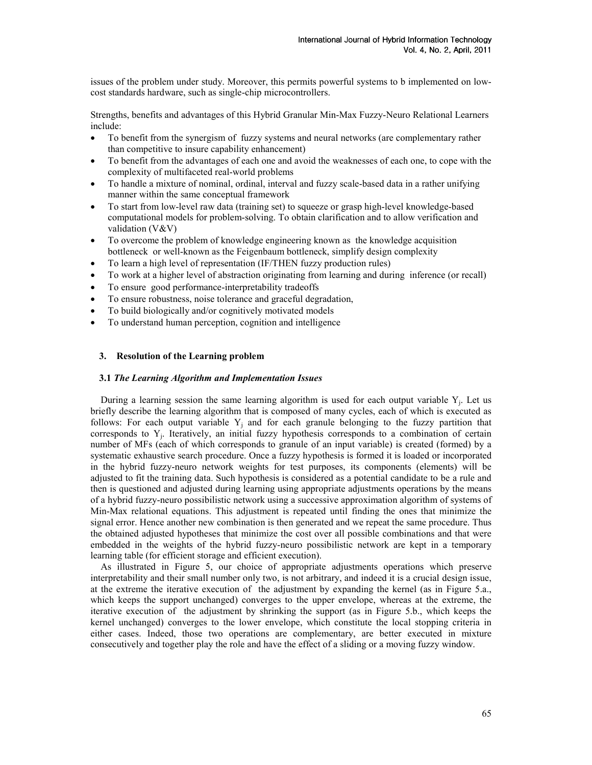issues of the problem under study. Moreover, this permits powerful systems to b implemented on low-cost standards hardware, such as single-chip microcontrollers.

Strengths, benefits and advantages of this Hybrid Granular Min-Max Fuzzy-Neuro Relational Learners include:

- To benefit from the synergism of fuzzy systems and neural networks (are complementary rather than competitive to insure capability enhancement)
- To benefit from the advantages of each one and avoid the weaknesses of each one, to cope with the complexity of multifaceted real-world problems
- To handle a mixture of nominal, ordinal, interval and fuzzy scale-based data in a rather unifying manner within the same conceptual framework
- To start from low-level raw data (training set) to squeeze or grasp high-level knowledge-based computational models for problem-solving. To obtain clarification and to allow verification and validation (V&V)
- To overcome the problem of knowledge engineering known as the knowledge acquisition bottleneck or well-known as the Feigenbaum bottleneck, simplify design complexity
- To learn a high level of representation (IF/THEN fuzzy production rules)
- To work at a higher level of abstraction originating from learning and during inference (or recall)
- To ensure good performance-interpretability tradeoffs
- To ensure robustness, noise tolerance and graceful degradation,
- To build biologically and/or cognitively motivated models
- To understand human perception, cognition and intelligence

## 3. Resolution of the Learning problem

### 3.1 *The Learning Algorithm and Implementation Issues*

During a learning session the same learning algorithm is used for each output variable $Y_j$. Let us briefly describe the learning algorithm that is composed of many cycles, each of which is executed as follows: For each output variable $Y_j$ and for each granule belonging to the fuzzy partition that corresponds to $Y_j$. Iteratively, an initial fuzzy hypothesis corresponds to a combination of certain number of MFs (each of which corresponds to granule of an input variable) is created (formed) by a systematic exhaustive search procedure. Once a fuzzy hypothesis is formed it is loaded or incorporated in the hybrid fuzzy-neuro network weights for test purposes, its components (elements) will be adjusted to fit the training data. Such hypothesis is considered as a potential candidate to be a rule and then is questioned and adjusted during learning using appropriate adjustments operations by the means of a hybrid fuzzy-neuro possibilistic network using a successive approximation algorithm of systems of Min-Max relational equations. This adjustment is repeated until finding the ones that minimize the signal error. Hence another new combination is then generated and we repeat the same procedure. Thus the obtained adjusted hypotheses that minimize the cost over all possible combinations and that were embedded in the weights of the hybrid fuzzy-neuro possibilistic network are kept in a temporary learning table (for efficient storage and efficient execution).

As illustrated in Figure 5, our choice of appropriate adjustments operations which preserve interpretability and their small number only two, is not arbitrary, and indeed it is a crucial design issue, at the extreme the iterative execution of the adjustment by expanding the kernel (as in Figure 5.a., which keeps the support unchanged) converges to the upper envelope, whereas at the extreme, the iterative execution of the adjustment by shrinking the support (as in Figure 5.b., which keeps the kernel unchanged) converges to the lower envelope, which constitute the local stopping criteria in either cases. Indeed, those two operations are complementary, are better executed in mixture consecutively and together play the role and have the effect of a sliding or a moving fuzzy window.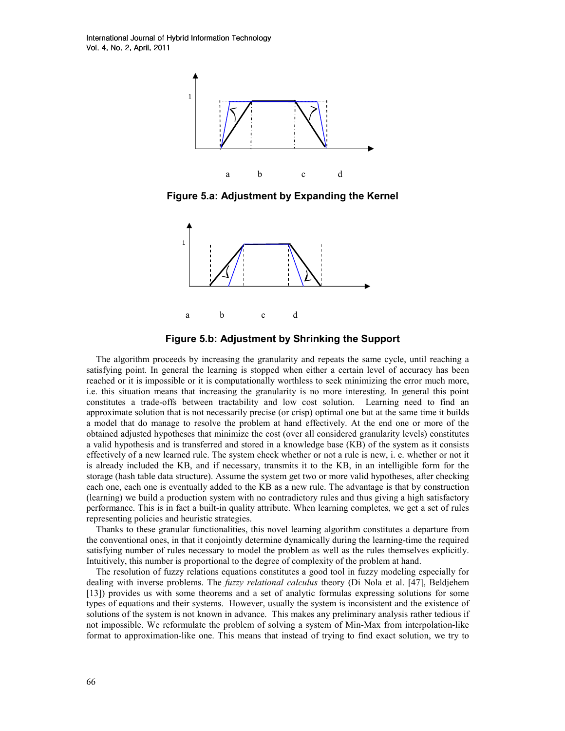**Figure 5.a: Adjustment by Expanding the Kernel**

**Figure 5.b: Adjustment by Shrinking the Support**

The algorithm proceeds by increasing the granularity and repeats the same cycle, until reaching a satisfying point. In general the learning is stopped when either a certain level of accuracy has been reached or it is impossible or it is computationally worthless to seek minimizing the error much more, i.e. this situation means that increasing the granularity is no more interesting. In general this point constitutes a trade-offs between tractability and low cost solution. Learning need to find an approximate solution that is not necessarily precise (or crisp) optimal one but at the same time it builds a model that do manage to resolve the problem at hand effectively. At the end one or more of the obtained adjusted hypotheses that minimize the cost (over all considered granularity levels) constitutes a valid hypothesis and is transferred and stored in a knowledge base (KB) of the system as it consists effectively of a new learned rule. The system check whether or not a rule is new, i. e. whether or not it is already included the KB, and if necessary, transmits it to the KB, in an intelligible form for the storage (hash table data structure). Assume the system get two or more valid hypotheses, after checking each one, each one is eventually added to the KB as a new rule. The advantage is that by construction (learning) we build a production system with no contradictory rules and thus giving a high satisfactory performance. This is in fact a built-in quality attribute. When learning completes, we get a set of rules representing policies and heuristic strategies.

Thanks to these granular functionalities, this novel learning algorithm constitutes a departure from the conventional ones, in that it conjointly determine dynamically during the learning-time the required satisfying number of rules necessary to model the problem as well as the rules themselves explicitly. Intuitively, this number is proportional to the degree of complexity of the problem at hand.

The resolution of fuzzy relations equations constitutes a good tool in fuzzy modeling especially for dealing with inverse problems. The *fuzzy relational calculus* theory (Di Nola et al. [47], Beldjehem [13]) provides us with some theorems and a set of analytic formulas expressing solutions for some types of equations and their systems. However, usually the system is inconsistent and the existence of solutions of the system is not known in advance. This makes any preliminary analysis rather tedious if not impossible. We reformulate the problem of solving a system of Min-Max from interpolation-like format to approximation-like one. This means that instead of trying to find exact solution, we try to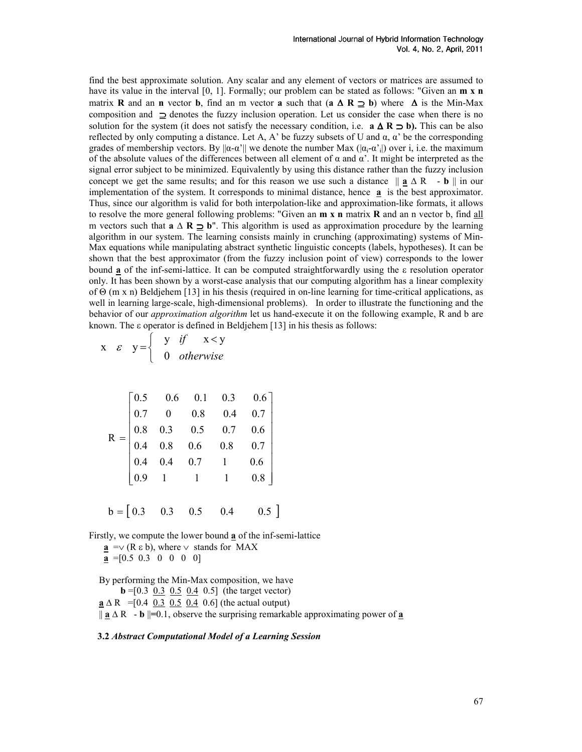find the best approximate solution. Any scalar and any element of vectors or matrices are assumed to have its value in the interval [0, 1]. Formally; our problem can be stated as follows: "Given an **m x n** matrix **R** and an **n** vector **b**, find an m vector **a** such that (**a** $\Delta$ **R** $\supseteq$ **b**) where $\Delta$ is the Min-Max composition and $\supseteq$ denotes the fuzzy inclusion operation. Let us consider the case when there is no solution for the system (it does not satisfy the necessary condition, i.e. **a** $\Delta$ **R** $\supset$ **b).** This can be also reflected by only computing a distance. Let A, A' be fuzzy subsets of U and α, α' be the corresponding grades of membership vectors. By $\|\alpha-\alpha'\|$ we denote the number Max ($|\alpha_i-\alpha'_i|$) over i, i.e. the maximum of the absolute values of the differences between all element of α and α'. It might be interpreted as the signal error subject to be minimized. Equivalently by using this distance rather than the fuzzy inclusion concept we get the same results; and for this reason we use such a distance $\| \underline{\mathbf{a}} \, \Delta \, \mathrm{R} - \mathbf{b} \|$ in our implementation of the system. It corresponds to minimal distance, hence $\underline{\mathbf{a}}$ is the best approximator. Thus, since our algorithm is valid for both interpolation-like and approximation-like formats, it allows to resolve the more general following problems: "Given an **m x n** matrix **R** and an n vector b, find all m vectors such that **a** $\Delta$ **R** $\supseteq$ **b**". This algorithm is used as approximation procedure by the learning algorithm in our system. The learning consists mainly in crunching (approximating) systems of Min-Max equations while manipulating abstract synthetic linguistic concepts (labels, hypotheses). It can be shown that the best approximator (from the fuzzy inclusion point of view) corresponds to the lower bound $\underline{\mathbf{a}}$ of the inf-semi-lattice. It can be computed straightforwardly using the ε resolution operator only. It has been shown by a worst-case analysis that our computing algorithm has a linear complexity of Θ (m x n) Beldjehem [13] in his thesis (required in on-line learning for time-critical applications, as well in learning large-scale, high-dimensional problems). In order to illustrate the functioning and the behavior of our *approximation algorithm* let us hand-execute it on the following example, R and b are known. The ε operator is defined in Beldjehem [13] in his thesis as follows:

$$x \;\varepsilon\; y = \begin{cases} y & \textit{if} \quad x < y \\ 0 & \textit{otherwise} \end{cases}$$

$$R = \begin{bmatrix} 0.5 & 0.6 & 0.1 & 0.3 & 0.6 \\ 0.7 & 0 & 0.8 & 0.4 & 0.7 \\ 0.8 & 0.3 & 0.5 & 0.7 & 0.6 \\ 0.4 & 0.8 & 0.6 & 0.8 & 0.7 \\ 0.4 & 0.4 & 0.7 & 1 & 0.6 \\ 0.9 & 1 & 1 & 1 & 0.8 \end{bmatrix}$$

$$b = \begin{bmatrix} 0.3 & 0.3 & 0.5 & 0.4 & 0.5 \end{bmatrix}$$

Firstly, we compute the lower bound $\underline{\mathbf{a}}$ of the inf-semi-lattice

$\underline{\mathbf{a}} = \vee\, (\mathrm{R}\ \varepsilon\ \mathrm{b})$, where $\vee$ stands for MAX

$\underline{\mathbf{a}} = [0.5 \;\; 0.3 \;\; 0 \;\; 0 \;\; 0 \;\; 0]$

By performing the Min-Max composition, we have

**b** =[0.3 <u>0.3</u> <u>0.5</u> <u>0.4</u> 0.5] (the target vector)

$\underline{\mathbf{a}}$ Δ R =[0.4 <u>0.3</u> <u>0.5</u> <u>0.4</u> 0.6] (the actual output)

$\| \underline{\mathbf{a}} \, \Delta \, \mathrm{R} - \mathbf{b} \| = 0.1$, observe the surprising remarkable approximating power of $\underline{\mathbf{a}}$

### 3.2 *Abstract Computational Model of a Learning Session*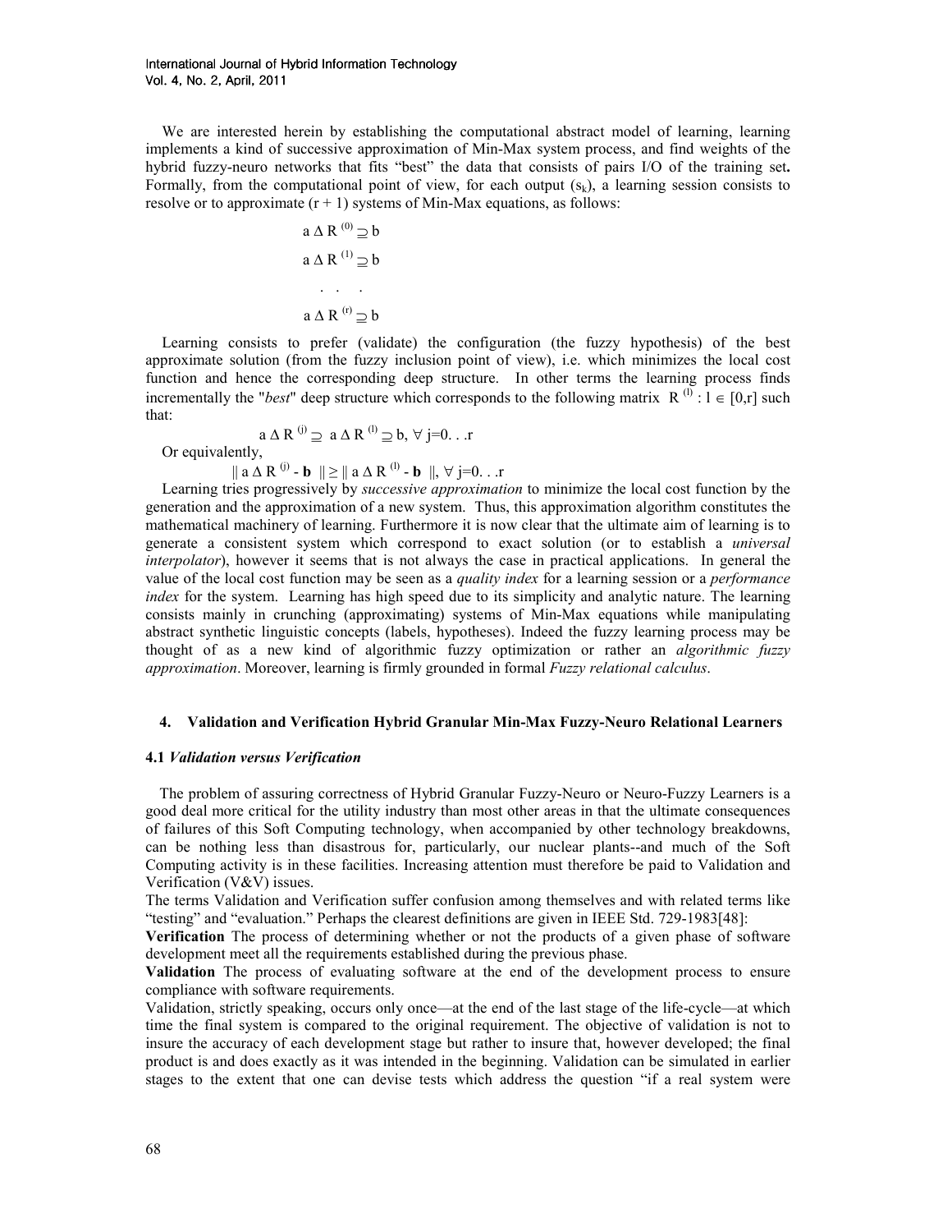We are interested herein by establishing the computational abstract model of learning, learning implements a kind of successive approximation of Min-Max system process, and find weights of the hybrid fuzzy-neuro networks that fits "best" the data that consists of pairs I/O of the training set**.** Formally, from the computational point of view, for each output ($s_k$), a learning session consists to resolve or to approximate $(r + 1)$ systems of Min-Max equations, as follows:

$$a \,\Delta\, R^{(0)} \supseteq b$$

$$a \,\Delta\, R^{(1)} \supseteq b$$

$$\cdot \quad \cdot \quad \cdot$$

$$a \,\Delta\, R^{(r)} \supseteq b$$

Learning consists to prefer (validate) the configuration (the fuzzy hypothesis) of the best approximate solution (from the fuzzy inclusion point of view), i.e. which minimizes the local cost function and hence the corresponding deep structure. In other terms the learning process finds incrementally the "*best*" deep structure which corresponds to the following matrix $R^{(l)} : l \in [0,r]$ such that:

$$a \,\Delta\, R^{(j)} \supseteq a \,\Delta\, R^{(l)} \supseteq b, \ \forall \ j=0...r$$

Or equivalently,

$$\| a \,\Delta\, R^{(j)} - \mathbf{b} \| \geq \| a \,\Delta\, R^{(l)} - \mathbf{b} \|, \ \forall \ j=0...r$$

Learning tries progressively by *successive approximation* to minimize the local cost function by the generation and the approximation of a new system. Thus, this approximation algorithm constitutes the mathematical machinery of learning. Furthermore it is now clear that the ultimate aim of learning is to generate a consistent system which correspond to exact solution (or to establish a *universal interpolator*), however it seems that is not always the case in practical applications. In general the value of the local cost function may be seen as a *quality index* for a learning session or a *performance index* for the system. Learning has high speed due to its simplicity and analytic nature. The learning consists mainly in crunching (approximating) systems of Min-Max equations while manipulating abstract synthetic linguistic concepts (labels, hypotheses). Indeed the fuzzy learning process may be thought of as a new kind of algorithmic fuzzy optimization or rather an *algorithmic fuzzy approximation*. Moreover, learning is firmly grounded in formal *Fuzzy relational calculus*.

## 4. Validation and Verification Hybrid Granular Min-Max Fuzzy-Neuro Relational Learners

### 4.1 *Validation versus Verification*

The problem of assuring correctness of Hybrid Granular Fuzzy-Neuro or Neuro-Fuzzy Learners is a good deal more critical for the utility industry than most other areas in that the ultimate consequences of failures of this Soft Computing technology, when accompanied by other technology breakdowns, can be nothing less than disastrous for, particularly, our nuclear plants--and much of the Soft Computing activity is in these facilities. Increasing attention must therefore be paid to Validation and Verification (V&V) issues.

The terms Validation and Verification suffer confusion among themselves and with related terms like "testing" and "evaluation." Perhaps the clearest definitions are given in IEEE Std. 729-1983[48]:

**Verification** The process of determining whether or not the products of a given phase of software development meet all the requirements established during the previous phase.

**Validation** The process of evaluating software at the end of the development process to ensure compliance with software requirements.

Validation, strictly speaking, occurs only once—at the end of the last stage of the life-cycle—at which time the final system is compared to the original requirement. The objective of validation is not to insure the accuracy of each development stage but rather to insure that, however developed; the final product is and does exactly as it was intended in the beginning. Validation can be simulated in earlier stages to the extent that one can devise tests which address the question "if a real system were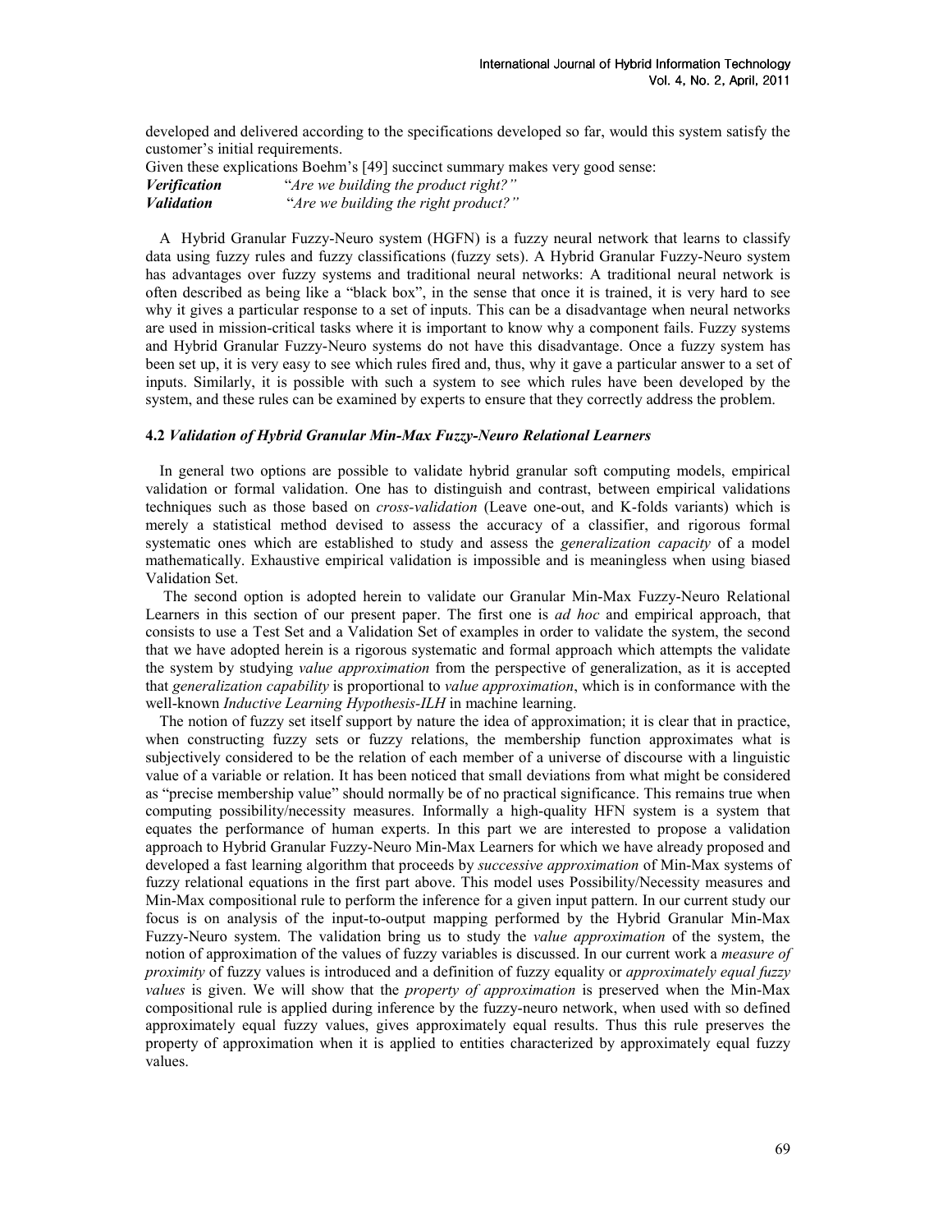developed and delivered according to the specifications developed so far, would this system satisfy the customer's initial requirements.

Given these explications Boehm's [49] succinct summary makes very good sense:

***Verification*** "*Are we building the product right?*"

***Validation*** "*Are we building the right product?*"

A Hybrid Granular Fuzzy-Neuro system (HGFN) is a fuzzy neural network that learns to classify data using fuzzy rules and fuzzy classifications (fuzzy sets). A Hybrid Granular Fuzzy-Neuro system has advantages over fuzzy systems and traditional neural networks: A traditional neural network is often described as being like a "black box", in the sense that once it is trained, it is very hard to see why it gives a particular response to a set of inputs. This can be a disadvantage when neural networks are used in mission-critical tasks where it is important to know why a component fails. Fuzzy systems and Hybrid Granular Fuzzy-Neuro systems do not have this disadvantage. Once a fuzzy system has been set up, it is very easy to see which rules fired and, thus, why it gave a particular answer to a set of inputs. Similarly, it is possible with such a system to see which rules have been developed by the system, and these rules can be examined by experts to ensure that they correctly address the problem.

### 4.2 *Validation of Hybrid Granular Min-Max Fuzzy-Neuro Relational Learners*

In general two options are possible to validate hybrid granular soft computing models, empirical validation or formal validation. One has to distinguish and contrast, between empirical validations techniques such as those based on *cross-validation* (Leave one-out, and K-folds variants) which is merely a statistical method devised to assess the accuracy of a classifier, and rigorous formal systematic ones which are established to study and assess the *generalization capacity* of a model mathematically. Exhaustive empirical validation is impossible and is meaningless when using biased Validation Set.

The second option is adopted herein to validate our Granular Min-Max Fuzzy-Neuro Relational Learners in this section of our present paper. The first one is *ad hoc* and empirical approach, that consists to use a Test Set and a Validation Set of examples in order to validate the system, the second that we have adopted herein is a rigorous systematic and formal approach which attempts the validate the system by studying *value approximation* from the perspective of generalization, as it is accepted that *generalization capability* is proportional to *value approximation*, which is in conformance with the well-known *Inductive Learning Hypothesis-ILH* in machine learning.

The notion of fuzzy set itself support by nature the idea of approximation; it is clear that in practice, when constructing fuzzy sets or fuzzy relations, the membership function approximates what is subjectively considered to be the relation of each member of a universe of discourse with a linguistic value of a variable or relation. It has been noticed that small deviations from what might be considered as "precise membership value" should normally be of no practical significance. This remains true when computing possibility/necessity measures. Informally a high-quality HFN system is a system that equates the performance of human experts. In this part we are interested to propose a validation approach to Hybrid Granular Fuzzy-Neuro Min-Max Learners for which we have already proposed and developed a fast learning algorithm that proceeds by *successive approximation* of Min-Max systems of fuzzy relational equations in the first part above. This model uses Possibility/Necessity measures and Min-Max compositional rule to perform the inference for a given input pattern. In our current study our focus is on analysis of the input-to-output mapping performed by the Hybrid Granular Min-Max Fuzzy-Neuro system. The validation bring us to study the *value approximation* of the system, the notion of approximation of the values of fuzzy variables is discussed. In our current work a *measure of proximity* of fuzzy values is introduced and a definition of fuzzy equality or *approximately equal fuzzy values* is given. We will show that the *property of approximation* is preserved when the Min-Max compositional rule is applied during inference by the fuzzy-neuro network, when used with so defined approximately equal fuzzy values, gives approximately equal results. Thus this rule preserves the property of approximation when it is applied to entities characterized by approximately equal fuzzy values.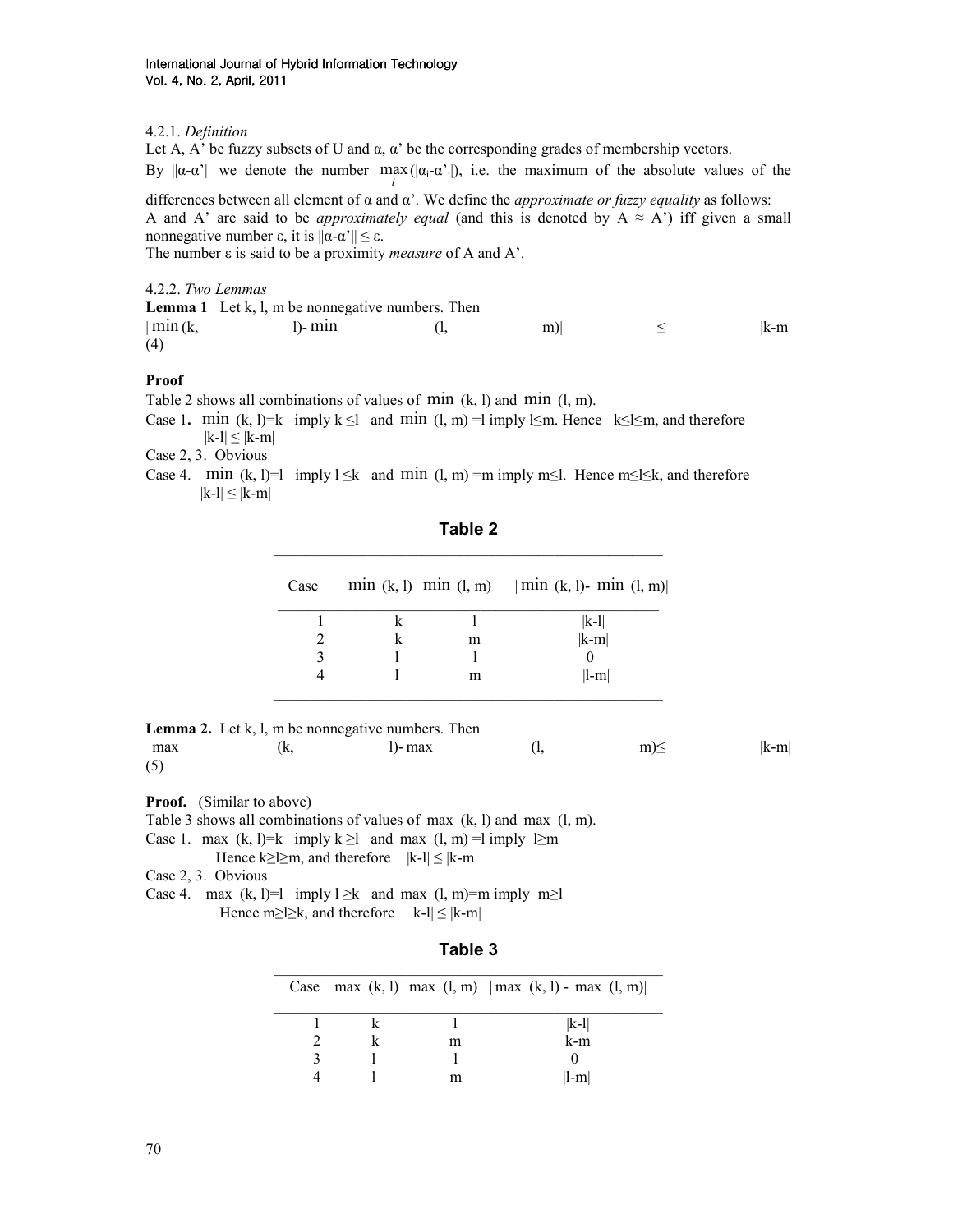4.2.1. *Definition*

Let A, A' be fuzzy subsets of U and α, α' be the corresponding grades of membership vectors.

By $\|\alpha-\alpha'\|$ we denote the number $\max_i(|\alpha_i-\alpha'_i|)$, i.e. the maximum of the absolute values of the differences between all element of α and α'. We define the *approximate or fuzzy equality* as follows:

A and A' are said to be *approximately equal* (and this is denoted by A ≈ A') iff given a small nonnegative number ε, it is $\|\alpha-\alpha'\| \leq \varepsilon$.

The number ε is said to be a proximity *measure* of A and A'.

4.2.2. *Two Lemmas*

**Lemma 1** Let k, l, m be nonnegative numbers. Then

$$|\min(k, l) - \min(l, m)| \leq |k-m| \quad (4)$$

**Proof**

Table 2 shows all combinations of values of min (k, l) and min (l, m).

Case 1**.** min (k, l)=k imply k ≤l and min (l, m) =l imply l≤m. Hence k≤l≤m, and therefore |k-l| ≤ |k-m|

Case 2, 3. Obvious

Case 4. min (k, l)=l imply l ≤k and min (l, m) =m imply m≤l. Hence m≤l≤k, and therefore |k-l| ≤ |k-m|

**Table 2**

| Case | min (k, l) | min (l, m) | \|min (k, l)- min (l, m)\| |
|---|---|---|---|
| 1 | k | l | \|k-l\| |
| 2 | k | m | \|k-m\| |
| 3 | l | l | 0 |
| 4 | l | m | \|l-m\| |

**Lemma 2.** Let k, l, m be nonnegative numbers. Then

$$\max(k, l) - \max(l, m) \leq |k-m| \quad (5)$$

**Proof.** (Similar to above)

Table 3 shows all combinations of values of max (k, l) and max (l, m).

Case 1. max (k, l)=k imply k ≥l and max (l, m) =l imply l≥m

Hence k≥l≥m, and therefore |k-l| ≤ |k-m|

Case 2, 3. Obvious

Case 4. max (k, l)=l imply l ≥k and max (l, m)=m imply m≥l

Hence m≥l≥k, and therefore |k-l| ≤ |k-m|

**Table 3**

| Case | max (k, l) | max (l, m) | \|max (k, l) - max (l, m)\| |
|---|---|---|---|
| 1 | k | l | \|k-l\| |
| 2 | k | m | \|k-m\| |
| 3 | l | l | 0 |
| 4 | l | m | \|l-m\| |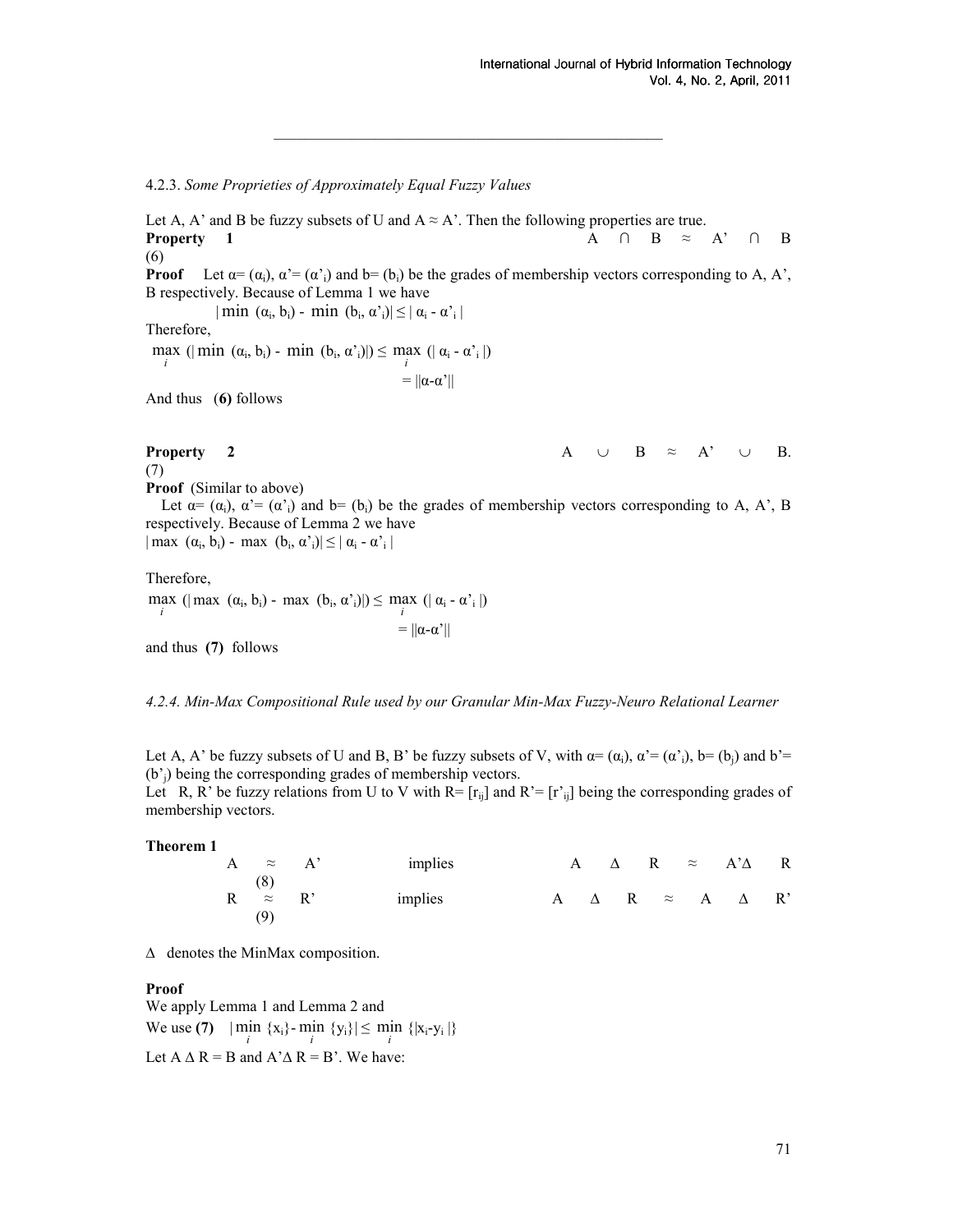---

4.2.3. *Some Proprieties of Approximately Equal Fuzzy Values*

Let A, A' and B be fuzzy subsets of U and $A \approx A'$. Then the following properties are true.

**Property 1** $A \cap B \approx A' \cap B$ (6)

**Proof** Let $\alpha = (\alpha_i)$, $\alpha' = (\alpha'_i)$ and $b = (b_i)$ be the grades of membership vectors corresponding to A, A', B respectively. Because of Lemma 1 we have

$$|\min (\alpha_i, b_i) - \min (b_i, \alpha'_i)| \leq | \alpha_i - \alpha'_i |$$

Therefore,

$$\max_i (|\min (\alpha_i, b_i) - \min (b_i, \alpha'_i)|) \leq \max_i (| \alpha_i - \alpha'_i |)$$
$$= ||\alpha - \alpha'||$$

And thus (**6**) follows

**Property 2** $A \cup B \approx A' \cup B.$ (7)

**Proof** (Similar to above)

Let $\alpha = (\alpha_i)$, $\alpha' = (\alpha'_i)$ and $b = (b_i)$ be the grades of membership vectors corresponding to A, A', B respectively. Because of Lemma 2 we have

$$|\max (\alpha_i, b_i) - \max (b_i, \alpha'_i)| \leq | \alpha_i - \alpha'_i |$$

Therefore,

$$\max_i (|\max (\alpha_i, b_i) - \max (b_i, \alpha'_i)|) \leq \max_i (| \alpha_i - \alpha'_i |)$$
$$= ||\alpha - \alpha'||$$

and thus **(7)** follows

*4.2.4. Min-Max Compositional Rule used by our Granular Min-Max Fuzzy-Neuro Relational Learner*

Let A, A' be fuzzy subsets of U and B, B' be fuzzy subsets of V, with $\alpha = (\alpha_i)$, $\alpha' = (\alpha'_i)$, $b = (b_j)$ and $b' = (b'_j)$ being the corresponding grades of membership vectors.

Let R, R' be fuzzy relations from U to V with $R = [r_{ij}]$ and $R' = [r'_{ij}]$ being the corresponding grades of membership vectors.

**Theorem 1**

$A \approx A'$ implies $A \Delta R \approx A' \Delta R$ (8)

$R \approx R'$ implies $A \Delta R \approx A \Delta R'$ (9)

$\Delta$ denotes the MinMax composition.

**Proof**

We apply Lemma 1 and Lemma 2 and

We use **(7)** $|\min_i \{x_i\} - \min_i \{y_i\}| \leq \min_i \{|x_i - y_i|\}$

Let $A \Delta R = B$ and $A' \Delta R = B'$. We have: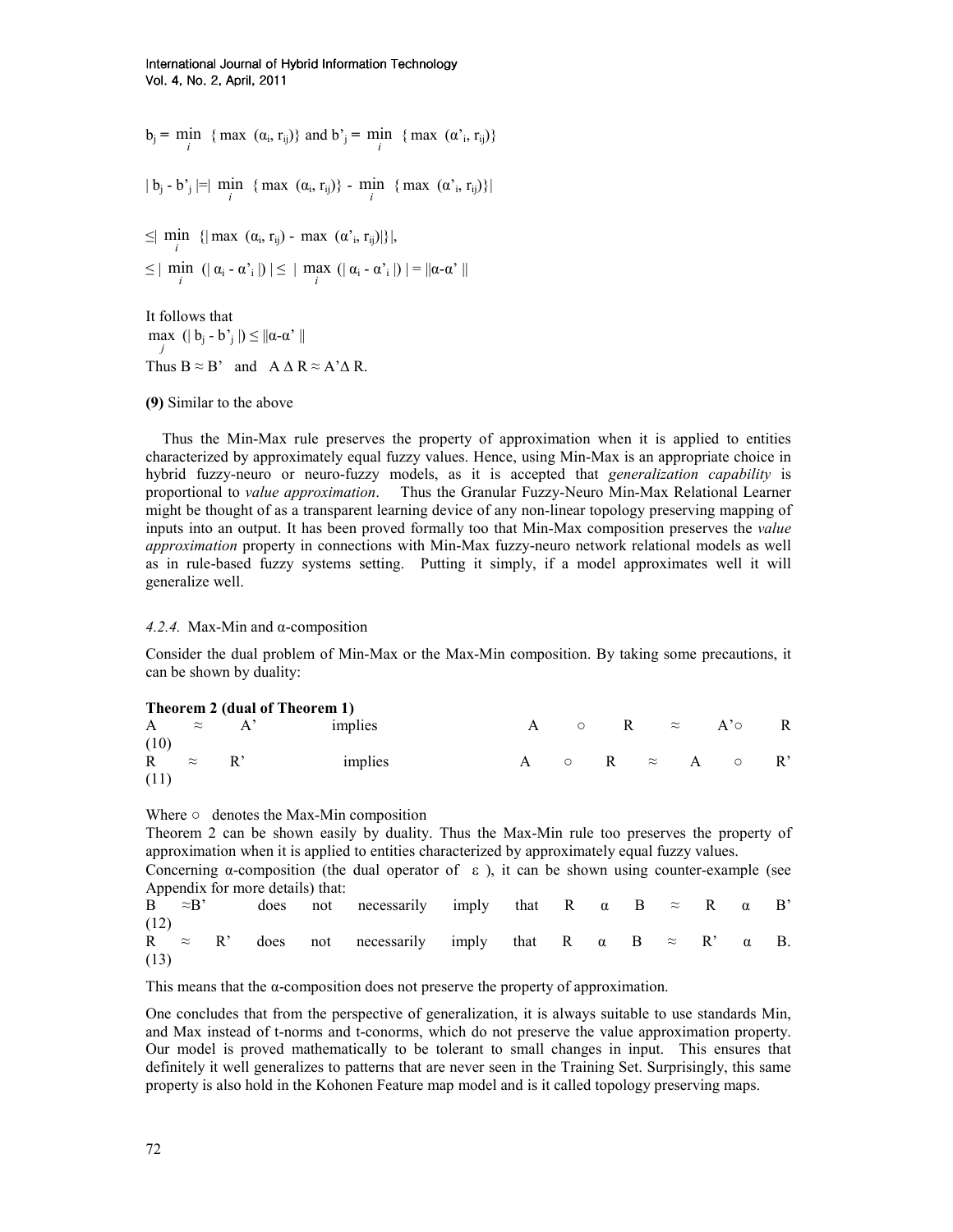$b_j = \min_i \{\max(\alpha_i, r_{ij})\}$ and $b'_j = \min_i \{\max(\alpha'_i, r_{ij})\}$

$| b_j - b'_j | = | \min_i \{\max(\alpha_i, r_{ij})\} - \min_i \{\max(\alpha'_i, r_{ij})\} |$

$\leq | \min_i \{ | \max(\alpha_i, r_{ij}) - \max(\alpha'_i, r_{ij}) | \} |,$

$\leq | \min_i (| \alpha_i - \alpha'_i |) | \leq | \max_i (| \alpha_i - \alpha'_i |) | = \|\alpha - \alpha'\|$

It follows that

$\max_j (| b_j - b'_j |) \leq \|\alpha - \alpha'\|$

Thus $B \approx B'$ and $A \Delta R \approx A' \Delta R$.

**(9)** Similar to the above

Thus the Min-Max rule preserves the property of approximation when it is applied to entities characterized by approximately equal fuzzy values. Hence, using Min-Max is an appropriate choice in hybrid fuzzy-neuro or neuro-fuzzy models, as it is accepted that *generalization capability* is proportional to *value approximation*. Thus the Granular Fuzzy-Neuro Min-Max Relational Learner might be thought of as a transparent learning device of any non-linear topology preserving mapping of inputs into an output. It has been proved formally too that Min-Max composition preserves the *value approximation* property in connections with Min-Max fuzzy-neuro network relational models as well as in rule-based fuzzy systems setting. Putting it simply, if a model approximates well it will generalize well.

### *4.2.4.* Max-Min and α-composition

Consider the dual problem of Min-Max or the Max-Min composition. By taking some precautions, it can be shown by duality:

**Theorem 2 (dual of Theorem 1)**

$A \approx A'$ implies $A \circ R \approx A' \circ R$ (10)

$R \approx R'$ implies $A \circ R \approx A \circ R'$ (11)

Where $\circ$ denotes the Max-Min composition

Theorem 2 can be shown easily by duality. Thus the Max-Min rule too preserves the property of approximation when it is applied to entities characterized by approximately equal fuzzy values.

Concerning α-composition (the dual operator of ε), it can be shown using counter-example (see Appendix for more details) that:

$B \approx B'$ does not necessarily imply that $R \; \alpha \; B \approx R \; \alpha \; B'$ (12)

$R \approx R'$ does not necessarily imply that $R \; \alpha \; B \approx R' \; \alpha \; B$. (13)

This means that the α-composition does not preserve the property of approximation.

One concludes that from the perspective of generalization, it is always suitable to use standards Min, and Max instead of t-norms and t-conorms, which do not preserve the value approximation property. Our model is proved mathematically to be tolerant to small changes in input. This ensures that definitely it well generalizes to patterns that are never seen in the Training Set. Surprisingly, this same property is also hold in the Kohonen Feature map model and is it called topology preserving maps.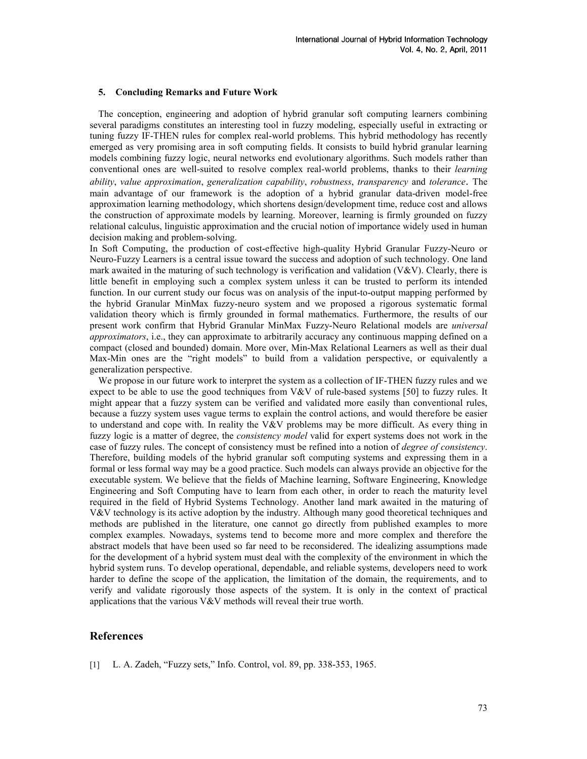### 5. Concluding Remarks and Future Work

The conception, engineering and adoption of hybrid granular soft computing learners combining several paradigms constitutes an interesting tool in fuzzy modeling, especially useful in extracting or tuning fuzzy IF-THEN rules for complex real-world problems. This hybrid methodology has recently emerged as very promising area in soft computing fields. It consists to build hybrid granular learning models combining fuzzy logic, neural networks end evolutionary algorithms. Such models rather than conventional ones are well-suited to resolve complex real-world problems, thanks to their *learning ability*, *value approximation*, *generalization capability*, *robustness*, *transparency* and *tolerance*. The main advantage of our framework is the adoption of a hybrid granular data-driven model-free approximation learning methodology, which shortens design/development time, reduce cost and allows the construction of approximate models by learning. Moreover, learning is firmly grounded on fuzzy relational calculus, linguistic approximation and the crucial notion of importance widely used in human decision making and problem-solving.

In Soft Computing, the production of cost-effective high-quality Hybrid Granular Fuzzy-Neuro or Neuro-Fuzzy Learners is a central issue toward the success and adoption of such technology. One land mark awaited in the maturing of such technology is verification and validation (V&V). Clearly, there is little benefit in employing such a complex system unless it can be trusted to perform its intended function. In our current study our focus was on analysis of the input-to-output mapping performed by the hybrid Granular MinMax fuzzy-neuro system and we proposed a rigorous systematic formal validation theory which is firmly grounded in formal mathematics. Furthermore, the results of our present work confirm that Hybrid Granular MinMax Fuzzy-Neuro Relational models are *universal approximators*, i.e., they can approximate to arbitrarily accuracy any continuous mapping defined on a compact (closed and bounded) domain. More over, Min-Max Relational Learners as well as their dual Max-Min ones are the "right models" to build from a validation perspective, or equivalently a generalization perspective.

We propose in our future work to interpret the system as a collection of IF-THEN fuzzy rules and we expect to be able to use the good techniques from V&V of rule-based systems [50] to fuzzy rules. It might appear that a fuzzy system can be verified and validated more easily than conventional rules, because a fuzzy system uses vague terms to explain the control actions, and would therefore be easier to understand and cope with. In reality the V&V problems may be more difficult. As every thing in fuzzy logic is a matter of degree, the *consistency model* valid for expert systems does not work in the case of fuzzy rules. The concept of consistency must be refined into a notion of *degree of consistency*. Therefore, building models of the hybrid granular soft computing systems and expressing them in a formal or less formal way may be a good practice. Such models can always provide an objective for the executable system. We believe that the fields of Machine learning, Software Engineering, Knowledge Engineering and Soft Computing have to learn from each other, in order to reach the maturity level required in the field of Hybrid Systems Technology. Another land mark awaited in the maturing of V&V technology is its active adoption by the industry. Although many good theoretical techniques and methods are published in the literature, one cannot go directly from published examples to more complex examples. Nowadays, systems tend to become more and more complex and therefore the abstract models that have been used so far need to be reconsidered. The idealizing assumptions made for the development of a hybrid system must deal with the complexity of the environment in which the hybrid system runs. To develop operational, dependable, and reliable systems, developers need to work harder to define the scope of the application, the limitation of the domain, the requirements, and to verify and validate rigorously those aspects of the system. It is only in the context of practical applications that the various V&V methods will reveal their true worth.

## References

[1] L. A. Zadeh, "Fuzzy sets," Info. Control, vol. 89, pp. 338-353, 1965.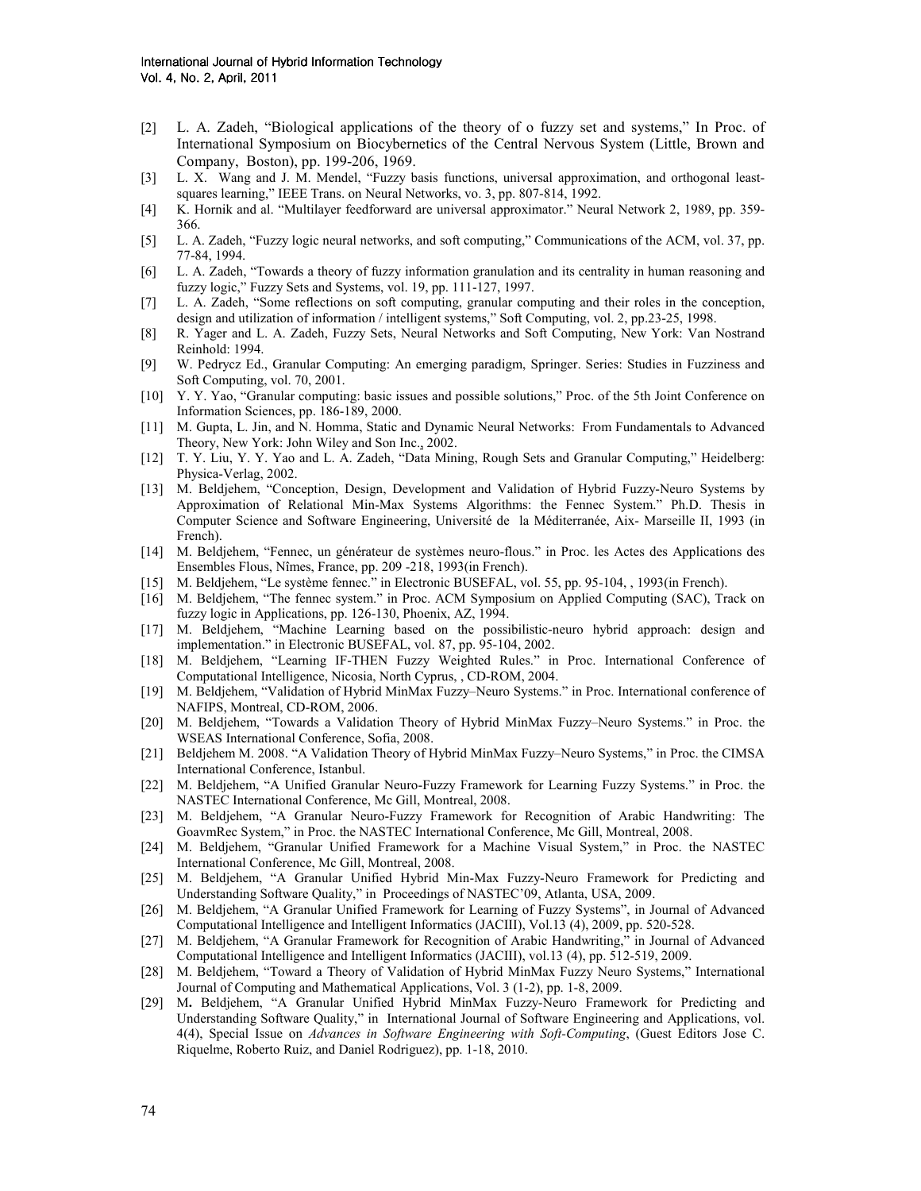[2] L. A. Zadeh, "Biological applications of the theory of o fuzzy set and systems," In Proc. of International Symposium on Biocybernetics of the Central Nervous System (Little, Brown and Company, Boston), pp. 199-206, 1969.

[3] L. X. Wang and J. M. Mendel, "Fuzzy basis functions, universal approximation, and orthogonal least-squares learning," IEEE Trans. on Neural Networks, vo. 3, pp. 807-814, 1992.

[4] K. Hornik and al. "Multilayer feedforward are universal approximator." Neural Network 2, 1989, pp. 359-366.

[5] L. A. Zadeh, "Fuzzy logic neural networks, and soft computing," Communications of the ACM, vol. 37, pp. 77-84, 1994.

[6] L. A. Zadeh, "Towards a theory of fuzzy information granulation and its centrality in human reasoning and fuzzy logic," Fuzzy Sets and Systems, vol. 19, pp. 111-127, 1997.

[7] L. A. Zadeh, "Some reflections on soft computing, granular computing and their roles in the conception, design and utilization of information / intelligent systems," Soft Computing, vol. 2, pp.23-25, 1998.

[8] R. Yager and L. A. Zadeh, Fuzzy Sets, Neural Networks and Soft Computing, New York: Van Nostrand Reinhold: 1994.

[9] W. Pedrycz Ed., Granular Computing: An emerging paradigm, Springer. Series: Studies in Fuzziness and Soft Computing, vol. 70, 2001.

[10] Y. Y. Yao, "Granular computing: basic issues and possible solutions," Proc. of the 5th Joint Conference on Information Sciences, pp. 186-189, 2000.

[11] M. Gupta, L. Jin, and N. Homma, Static and Dynamic Neural Networks: From Fundamentals to Advanced Theory, New York: John Wiley and Son Inc., 2002.

[12] T. Y. Liu, Y. Y. Yao and L. A. Zadeh, "Data Mining, Rough Sets and Granular Computing," Heidelberg: Physica-Verlag, 2002.

[13] M. Beldjehem, "Conception, Design, Development and Validation of Hybrid Fuzzy-Neuro Systems by Approximation of Relational Min-Max Systems Algorithms: the Fennec System." Ph.D. Thesis in Computer Science and Software Engineering, Université de la Méditerranée, Aix- Marseille II, 1993 (in French).

[14] M. Beldjehem, "Fennec, un générateur de systèmes neuro-flous." in Proc. les Actes des Applications des Ensembles Flous, Nîmes, France, pp. 209 -218, 1993(in French).

[15] M. Beldjehem, "Le système fennec." in Electronic BUSEFAL, vol. 55, pp. 95-104, , 1993(in French).

[16] M. Beldjehem, "The fennec system." in Proc. ACM Symposium on Applied Computing (SAC), Track on fuzzy logic in Applications, pp. 126-130, Phoenix, AZ, 1994.

[17] M. Beldjehem, "Machine Learning based on the possibilistic-neuro hybrid approach: design and implementation." in Electronic BUSEFAL, vol. 87, pp. 95-104, 2002.

[18] M. Beldjehem, "Learning IF-THEN Fuzzy Weighted Rules." in Proc. International Conference of Computational Intelligence, Nicosia, North Cyprus, , CD-ROM, 2004.

[19] M. Beldjehem, "Validation of Hybrid MinMax Fuzzy–Neuro Systems." in Proc. International conference of NAFIPS, Montreal, CD-ROM, 2006.

[20] M. Beldjehem, "Towards a Validation Theory of Hybrid MinMax Fuzzy–Neuro Systems." in Proc. the WSEAS International Conference, Sofia, 2008.

[21] Beldjehem M. 2008. "A Validation Theory of Hybrid MinMax Fuzzy–Neuro Systems," in Proc. the CIMSA International Conference, Istanbul.

[22] M. Beldjehem, "A Unified Granular Neuro-Fuzzy Framework for Learning Fuzzy Systems." in Proc. the NASTEC International Conference, Mc Gill, Montreal, 2008.

[23] M. Beldjehem, "A Granular Neuro-Fuzzy Framework for Recognition of Arabic Handwriting: The GoavmRec System," in Proc. the NASTEC International Conference, Mc Gill, Montreal, 2008.

[24] M. Beldjehem, "Granular Unified Framework for a Machine Visual System," in Proc. the NASTEC International Conference, Mc Gill, Montreal, 2008.

[25] M. Beldjehem, "A Granular Unified Hybrid Min-Max Fuzzy-Neuro Framework for Predicting and Understanding Software Quality," in Proceedings of NASTEC'09, Atlanta, USA, 2009.

[26] M. Beldjehem, "A Granular Unified Framework for Learning of Fuzzy Systems", in Journal of Advanced Computational Intelligence and Intelligent Informatics (JACIII), Vol.13 (4), 2009, pp. 520-528.

[27] M. Beldjehem, "A Granular Framework for Recognition of Arabic Handwriting," in Journal of Advanced Computational Intelligence and Intelligent Informatics (JACIII), vol.13 (4), pp. 512-519, 2009.

[28] M. Beldjehem, "Toward a Theory of Validation of Hybrid MinMax Fuzzy Neuro Systems," International Journal of Computing and Mathematical Applications, Vol. 3 (1-2), pp. 1-8, 2009.

[29] M**.** Beldjehem, "A Granular Unified Hybrid MinMax Fuzzy-Neuro Framework for Predicting and Understanding Software Quality," in International Journal of Software Engineering and Applications, vol. 4(4), Special Issue on *Advances in Software Engineering with Soft-Computing*, (Guest Editors Jose C. Riquelme, Roberto Ruiz, and Daniel Rodriguez), pp. 1-18, 2010.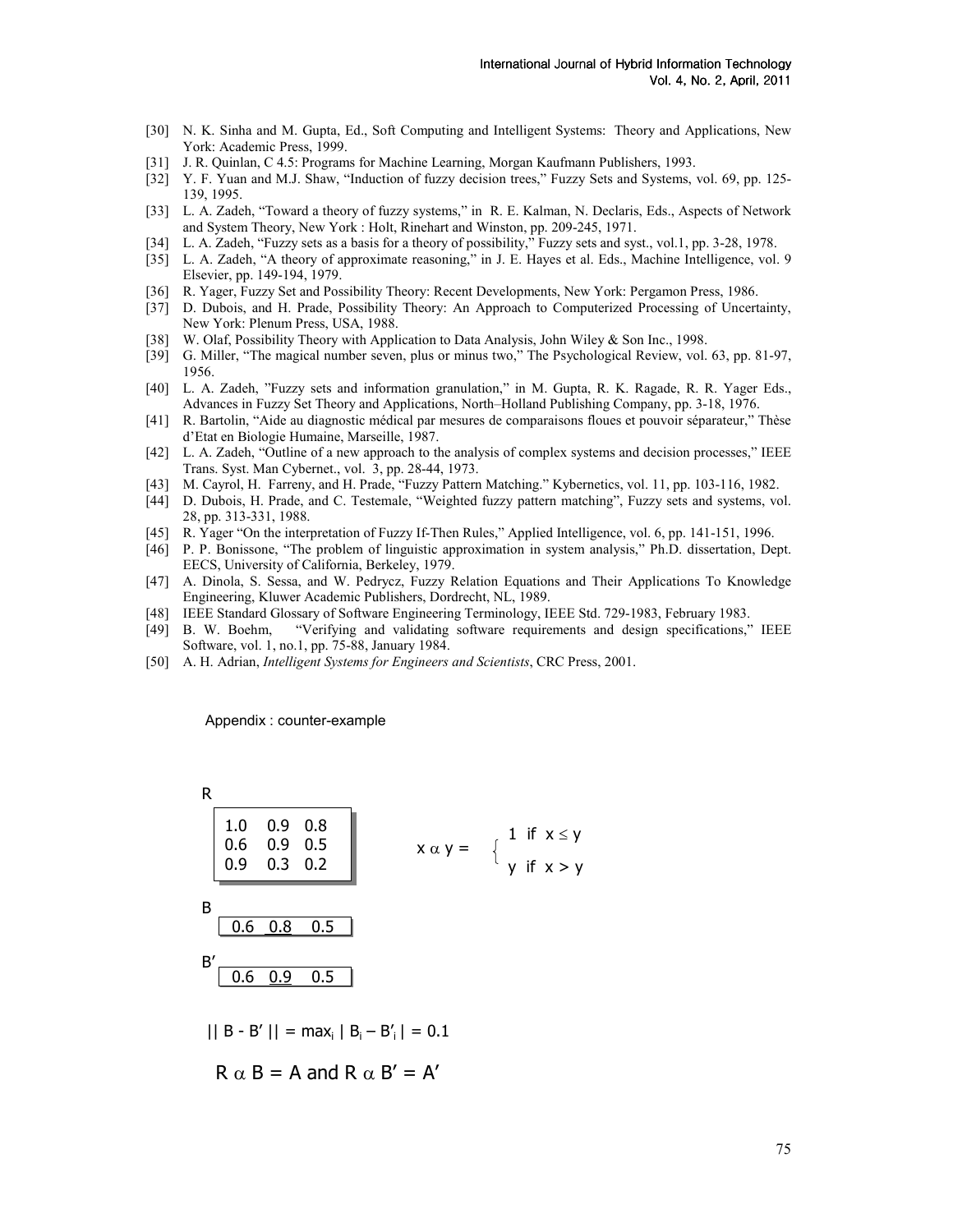[30] N. K. Sinha and M. Gupta, Ed., Soft Computing and Intelligent Systems: Theory and Applications, New York: Academic Press, 1999.

[31] J. R. Quinlan, C 4.5: Programs for Machine Learning, Morgan Kaufmann Publishers, 1993.

[32] Y. F. Yuan and M.J. Shaw, "Induction of fuzzy decision trees," Fuzzy Sets and Systems, vol. 69, pp. 125-139, 1995.

[33] L. A. Zadeh, "Toward a theory of fuzzy systems," in R. E. Kalman, N. Declaris, Eds., Aspects of Network and System Theory, New York : Holt, Rinehart and Winston, pp. 209-245, 1971.

[34] L. A. Zadeh, "Fuzzy sets as a basis for a theory of possibility," Fuzzy sets and syst., vol.1, pp. 3-28, 1978.

[35] L. A. Zadeh, "A theory of approximate reasoning," in J. E. Hayes et al. Eds., Machine Intelligence, vol. 9 Elsevier, pp. 149-194, 1979.

[36] R. Yager, Fuzzy Set and Possibility Theory: Recent Developments, New York: Pergamon Press, 1986.

[37] D. Dubois, and H. Prade, Possibility Theory: An Approach to Computerized Processing of Uncertainty, New York: Plenum Press, USA, 1988.

[38] W. Olaf, Possibility Theory with Application to Data Analysis, John Wiley & Son Inc., 1998.

[39] G. Miller, "The magical number seven, plus or minus two," The Psychological Review, vol. 63, pp. 81-97, 1956.

[40] L. A. Zadeh, "Fuzzy sets and information granulation," in M. Gupta, R. K. Ragade, R. R. Yager Eds., Advances in Fuzzy Set Theory and Applications, North–Holland Publishing Company, pp. 3-18, 1976.

[41] R. Bartolin, "Aide au diagnostic médical par mesures de comparaisons floues et pouvoir séparateur," Thèse d'Etat en Biologie Humaine, Marseille, 1987.

[42] L. A. Zadeh, "Outline of a new approach to the analysis of complex systems and decision processes," IEEE Trans. Syst. Man Cybernet., vol. 3, pp. 28-44, 1973.

[43] M. Cayrol, H. Farreny, and H. Prade, "Fuzzy Pattern Matching." Kybernetics, vol. 11, pp. 103-116, 1982.

[44] D. Dubois, H. Prade, and C. Testemale, "Weighted fuzzy pattern matching", Fuzzy sets and systems, vol. 28, pp. 313-331, 1988.

[45] R. Yager "On the interpretation of Fuzzy If-Then Rules," Applied Intelligence, vol. 6, pp. 141-151, 1996.

[46] P. P. Bonissone, "The problem of linguistic approximation in system analysis," Ph.D. dissertation, Dept. EECS, University of California, Berkeley, 1979.

[47] A. Dinola, S. Sessa, and W. Pedrycz, Fuzzy Relation Equations and Their Applications To Knowledge Engineering, Kluwer Academic Publishers, Dordrecht, NL, 1989.

[48] IEEE Standard Glossary of Software Engineering Terminology, IEEE Std. 729-1983, February 1983.

[49] B. W. Boehm, "Verifying and validating software requirements and design specifications," IEEE Software, vol. 1, no.1, pp. 75-88, January 1984.

[50] A. H. Adrian, *Intelligent Systems for Engineers and Scientists*, CRC Press, 2001.

Appendix : counter-example

R

$$R = \begin{bmatrix} 1.0 & 0.9 & 0.8 \\ 0.6 & 0.9 & 0.5 \\ 0.9 & 0.3 & 0.2 \end{bmatrix}$$

$$x \,\alpha\, y = \begin{cases} 1 & \text{if } x \leq y \\ y & \text{if } x > y \end{cases}$$

B

$$B = \begin{bmatrix} 0.6 & \underline{0.8} & 0.5 \end{bmatrix}$$

B′

$$B' = \begin{bmatrix} 0.6 & \underline{0.9} & 0.5 \end{bmatrix}$$

$$|| B - B' || = \max_i | B_i - B'_i | = 0.1$$

$$R \,\alpha\, B = A \text{ and } R \,\alpha\, B' = A'$$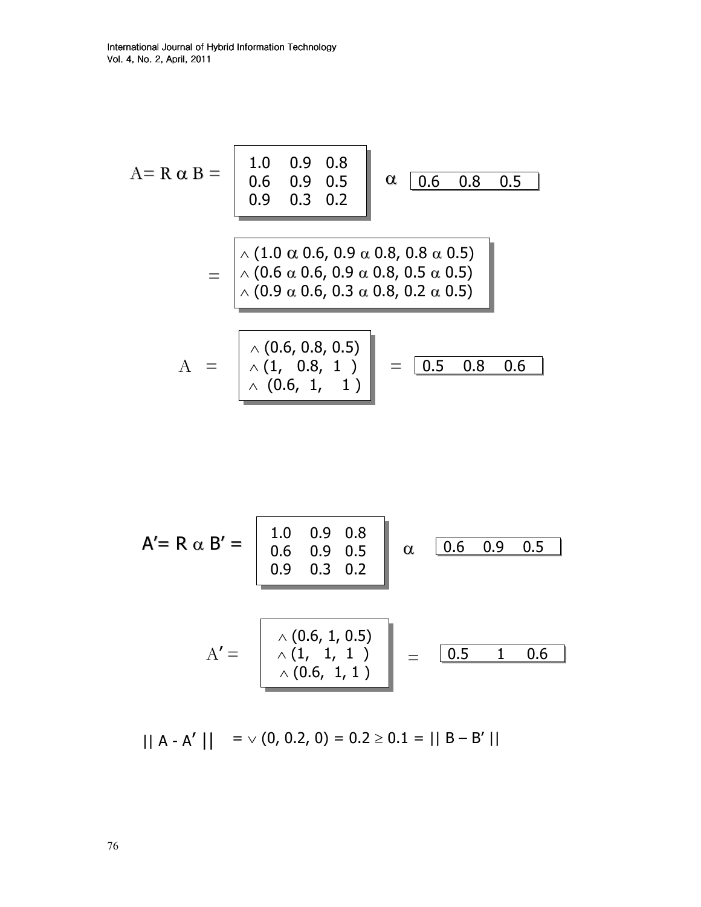$$A = R \alpha B = \begin{bmatrix} 1.0 & 0.9 & 0.8 \\ 0.6 & 0.9 & 0.5 \\ 0.9 & 0.3 & 0.2 \end{bmatrix} \alpha \begin{bmatrix} 0.6 & 0.8 & 0.5 \end{bmatrix}$$

$$= \begin{bmatrix} \wedge (1.0 \alpha 0.6, 0.9 \alpha 0.8, 0.8 \alpha 0.5) \\ \wedge (0.6 \alpha 0.6, 0.9 \alpha 0.8, 0.5 \alpha 0.5) \\ \wedge (0.9 \alpha 0.6, 0.3 \alpha 0.8, 0.2 \alpha 0.5) \end{bmatrix}$$

$$A = \begin{bmatrix} \wedge (0.6, 0.8, 0.5) \\ \wedge (1, 0.8, 1) \\ \wedge (0.6, 1, 1) \end{bmatrix} = \begin{bmatrix} 0.5 & 0.8 & 0.6 \end{bmatrix}$$

$$A' = R \alpha B' = \begin{bmatrix} 1.0 & 0.9 & 0.8 \\ 0.6 & 0.9 & 0.5 \\ 0.9 & 0.3 & 0.2 \end{bmatrix} \alpha \begin{bmatrix} 0.6 & 0.9 & 0.5 \end{bmatrix}$$

$$A' = \begin{bmatrix} \wedge (0.6, 1, 0.5) \\ \wedge (1, 1, 1) \\ \wedge (0.6, 1, 1) \end{bmatrix} = \begin{bmatrix} 0.5 & 1 & 0.6 \end{bmatrix}$$

$$|| A - A' || = \vee (0, 0.2, 0) = 0.2 \geq 0.1 = || B - B' ||$$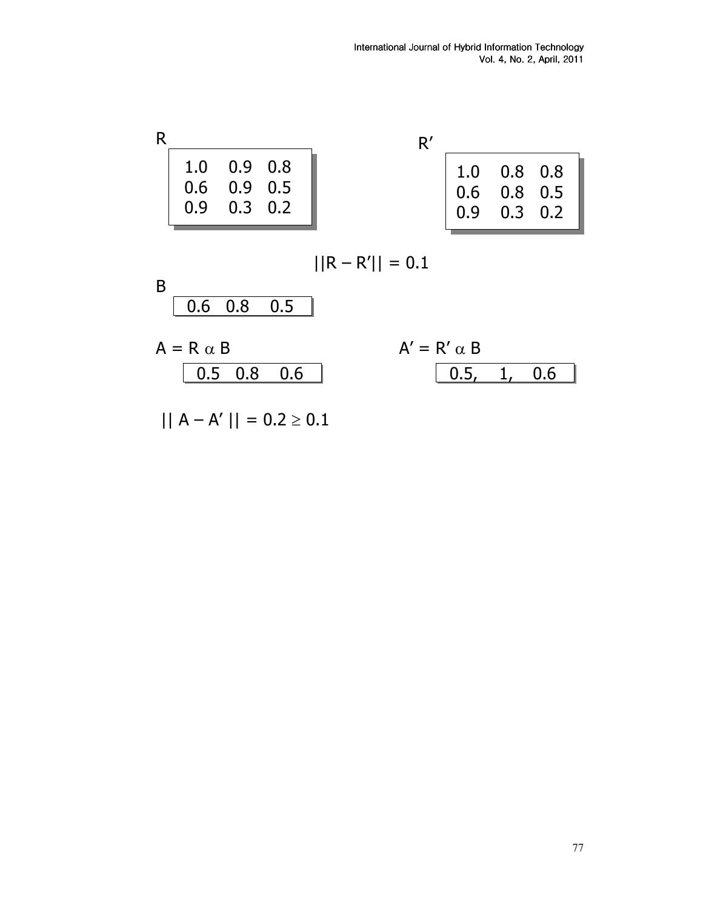R

$$
\begin{matrix} 1.0 & 0.9 & 0.8 \\ 0.6 & 0.9 & 0.5 \\ 0.9 & 0.3 & 0.2 \end{matrix}
$$

R′

$$
\begin{matrix} 1.0 & 0.8 & 0.8 \\ 0.6 & 0.8 & 0.5 \\ 0.9 & 0.3 & 0.2 \end{matrix}
$$

$$||R - R'|| = 0.1$$

B

$$
\begin{matrix} 0.6 & 0.8 & 0.5 \end{matrix}
$$

$A = R \; \alpha \; B$

$$
\begin{matrix} 0.5 & 0.8 & 0.6 \end{matrix}
$$

$A' = R' \; \alpha \; B$

$$
\begin{matrix} 0.5, & 1, & 0.6 \end{matrix}
$$

$$|| A - A' || = 0.2 \geq 0.1$$